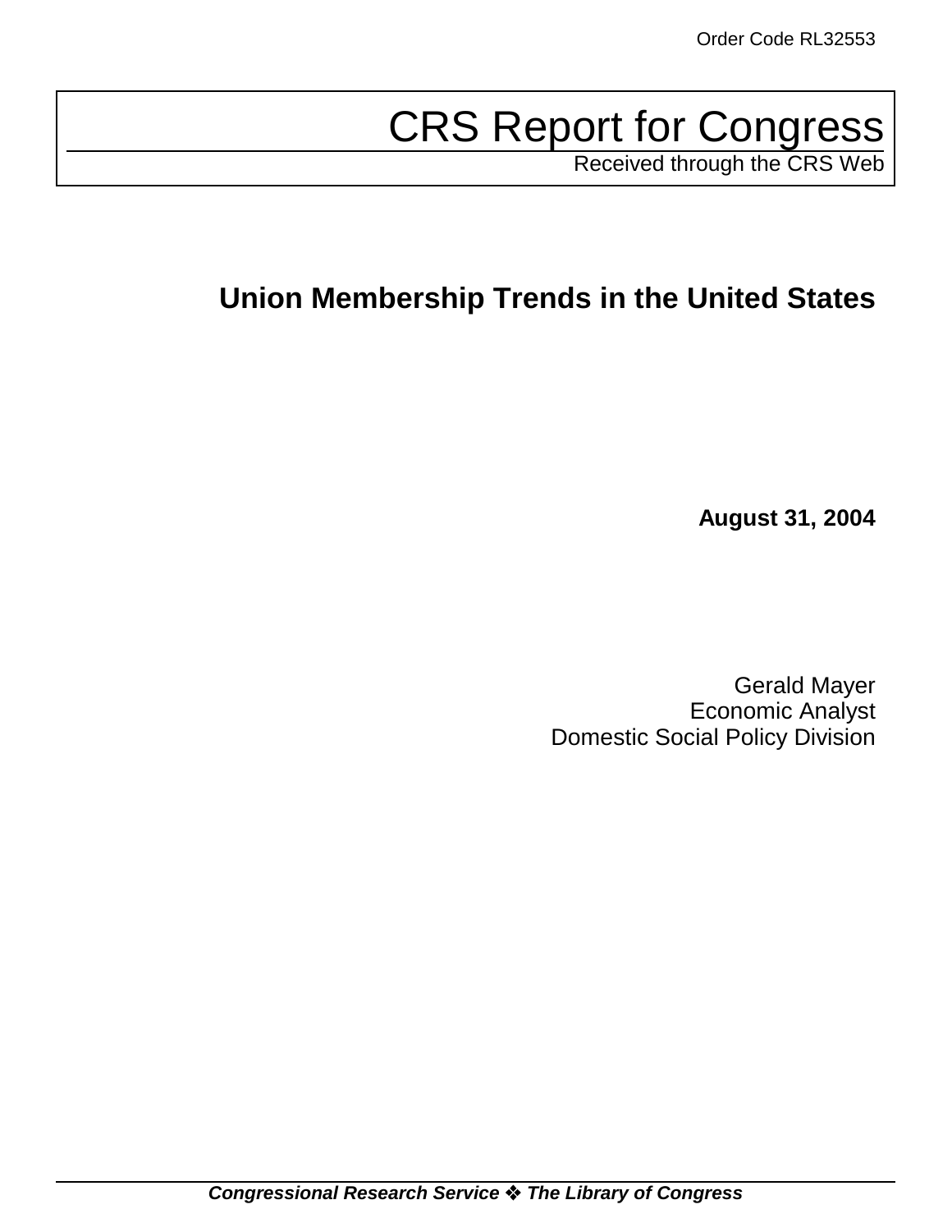Order Code RL32553

# CRS Report for Congress

Received through the CRS Web

## Union Membership Trends in the United States

**August 31, 2004**

Gerald Mayer
Economic Analyst
Domestic Social Policy Division

***Congressional Research Service ❖ The Library of Congress***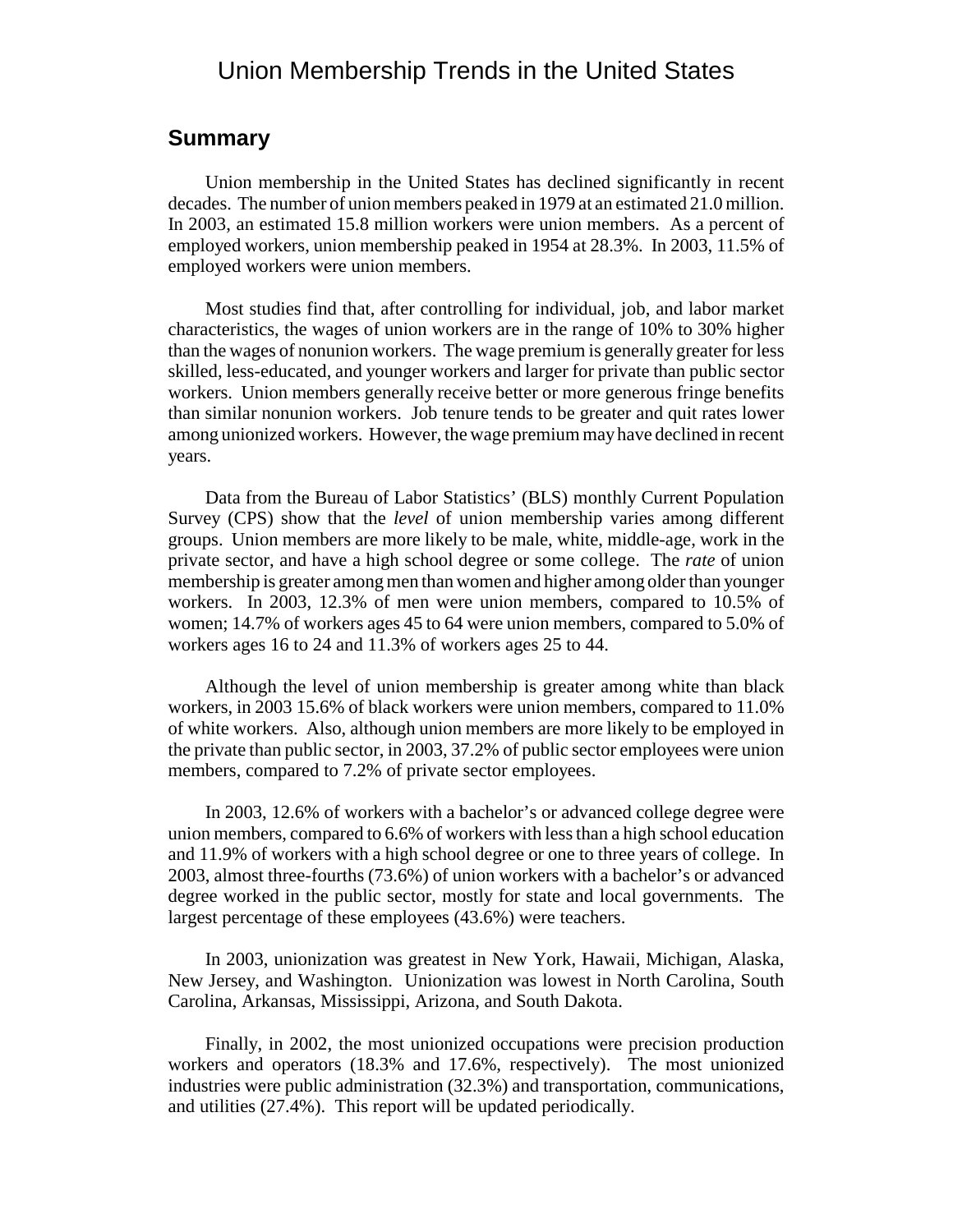# Union Membership Trends in the United States

## Summary

Union membership in the United States has declined significantly in recent decades. The number of union members peaked in 1979 at an estimated 21.0 million. In 2003, an estimated 15.8 million workers were union members. As a percent of employed workers, union membership peaked in 1954 at 28.3%. In 2003, 11.5% of employed workers were union members.

Most studies find that, after controlling for individual, job, and labor market characteristics, the wages of union workers are in the range of 10% to 30% higher than the wages of nonunion workers. The wage premium is generally greater for less skilled, less-educated, and younger workers and larger for private than public sector workers. Union members generally receive better or more generous fringe benefits than similar nonunion workers. Job tenure tends to be greater and quit rates lower among unionized workers. However, the wage premium may have declined in recent years.

Data from the Bureau of Labor Statistics' (BLS) monthly Current Population Survey (CPS) show that the *level* of union membership varies among different groups. Union members are more likely to be male, white, middle-age, work in the private sector, and have a high school degree or some college. The *rate* of union membership is greater among men than women and higher among older than younger workers. In 2003, 12.3% of men were union members, compared to 10.5% of women; 14.7% of workers ages 45 to 64 were union members, compared to 5.0% of workers ages 16 to 24 and 11.3% of workers ages 25 to 44.

Although the level of union membership is greater among white than black workers, in 2003 15.6% of black workers were union members, compared to 11.0% of white workers. Also, although union members are more likely to be employed in the private than public sector, in 2003, 37.2% of public sector employees were union members, compared to 7.2% of private sector employees.

In 2003, 12.6% of workers with a bachelor's or advanced college degree were union members, compared to 6.6% of workers with less than a high school education and 11.9% of workers with a high school degree or one to three years of college. In 2003, almost three-fourths (73.6%) of union workers with a bachelor's or advanced degree worked in the public sector, mostly for state and local governments. The largest percentage of these employees (43.6%) were teachers.

In 2003, unionization was greatest in New York, Hawaii, Michigan, Alaska, New Jersey, and Washington. Unionization was lowest in North Carolina, South Carolina, Arkansas, Mississippi, Arizona, and South Dakota.

Finally, in 2002, the most unionized occupations were precision production workers and operators (18.3% and 17.6%, respectively). The most unionized industries were public administration (32.3%) and transportation, communications, and utilities (27.4%). This report will be updated periodically.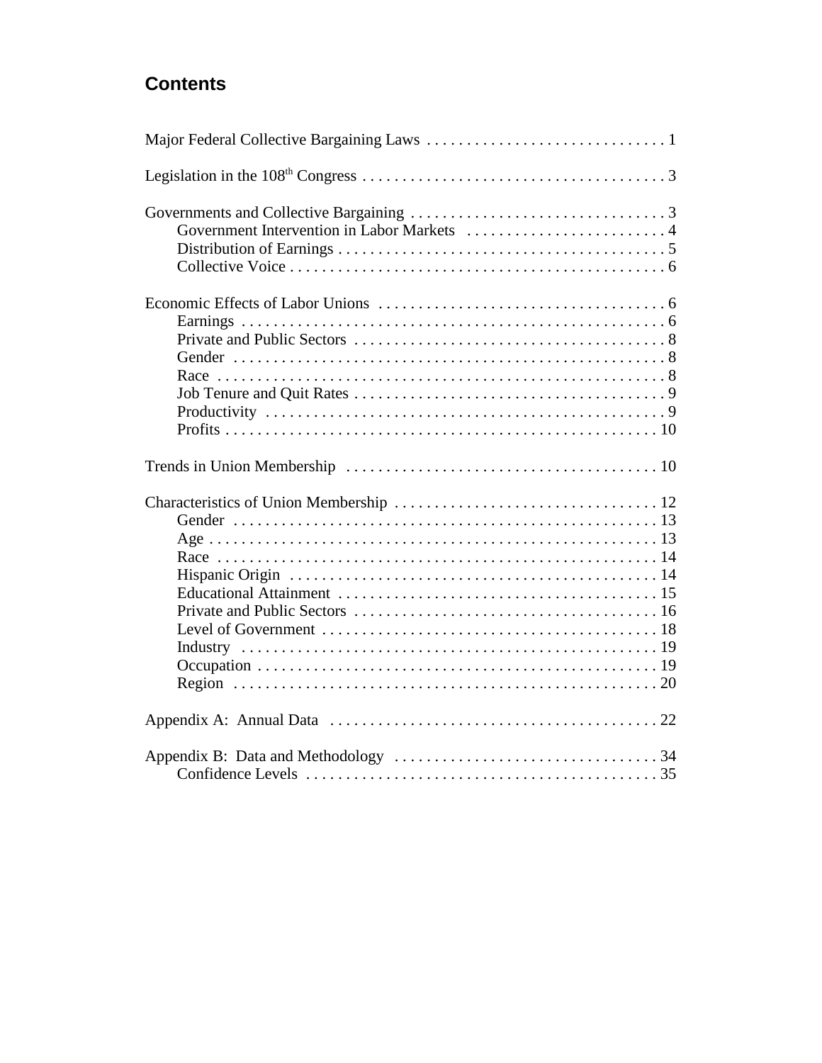## Contents

Major Federal Collective Bargaining Laws . . . . . . . . . . . . . . . . . . . . . . . . . . . . . 1

Legislation in the 108th Congress . . . . . . . . . . . . . . . . . . . . . . . . . . . . . . . . . . . . . 3

Governments and Collective Bargaining . . . . . . . . . . . . . . . . . . . . . . . . . . . . . . . . 3
- Government Intervention in Labor Markets . . . . . . . . . . . . . . . . . . . . . . . . . 4
- Distribution of Earnings . . . . . . . . . . . . . . . . . . . . . . . . . . . . . . . . . . . . . . . . 5
- Collective Voice . . . . . . . . . . . . . . . . . . . . . . . . . . . . . . . . . . . . . . . . . . . . . . 6

Economic Effects of Labor Unions . . . . . . . . . . . . . . . . . . . . . . . . . . . . . . . . . . . . 6
- Earnings . . . . . . . . . . . . . . . . . . . . . . . . . . . . . . . . . . . . . . . . . . . . . . . . . . . . 6
- Private and Public Sectors . . . . . . . . . . . . . . . . . . . . . . . . . . . . . . . . . . . . . . . 8
- Gender . . . . . . . . . . . . . . . . . . . . . . . . . . . . . . . . . . . . . . . . . . . . . . . . . . . . . 8
- Race . . . . . . . . . . . . . . . . . . . . . . . . . . . . . . . . . . . . . . . . . . . . . . . . . . . . . . . 8
- Job Tenure and Quit Rates . . . . . . . . . . . . . . . . . . . . . . . . . . . . . . . . . . . . . . . 9
- Productivity . . . . . . . . . . . . . . . . . . . . . . . . . . . . . . . . . . . . . . . . . . . . . . . . . . 9
- Profits . . . . . . . . . . . . . . . . . . . . . . . . . . . . . . . . . . . . . . . . . . . . . . . . . . . . . 10

Trends in Union Membership . . . . . . . . . . . . . . . . . . . . . . . . . . . . . . . . . . . . . . . 10

Characteristics of Union Membership . . . . . . . . . . . . . . . . . . . . . . . . . . . . . . . . . 12
- Gender . . . . . . . . . . . . . . . . . . . . . . . . . . . . . . . . . . . . . . . . . . . . . . . . . . . . . 13
- Age . . . . . . . . . . . . . . . . . . . . . . . . . . . . . . . . . . . . . . . . . . . . . . . . . . . . . . . 13
- Race . . . . . . . . . . . . . . . . . . . . . . . . . . . . . . . . . . . . . . . . . . . . . . . . . . . . . . 14
- Hispanic Origin . . . . . . . . . . . . . . . . . . . . . . . . . . . . . . . . . . . . . . . . . . . . . . 14
- Educational Attainment . . . . . . . . . . . . . . . . . . . . . . . . . . . . . . . . . . . . . . . . 15
- Private and Public Sectors . . . . . . . . . . . . . . . . . . . . . . . . . . . . . . . . . . . . . . 16
- Level of Government . . . . . . . . . . . . . . . . . . . . . . . . . . . . . . . . . . . . . . . . . . 18
- Industry . . . . . . . . . . . . . . . . . . . . . . . . . . . . . . . . . . . . . . . . . . . . . . . . . . . . 19
- Occupation . . . . . . . . . . . . . . . . . . . . . . . . . . . . . . . . . . . . . . . . . . . . . . . . . . 19
- Region . . . . . . . . . . . . . . . . . . . . . . . . . . . . . . . . . . . . . . . . . . . . . . . . . . . . . 20

Appendix A: Annual Data . . . . . . . . . . . . . . . . . . . . . . . . . . . . . . . . . . . . . . . . . . 22

Appendix B: Data and Methodology . . . . . . . . . . . . . . . . . . . . . . . . . . . . . . . . . 34
- Confidence Levels . . . . . . . . . . . . . . . . . . . . . . . . . . . . . . . . . . . . . . . . . . . . 35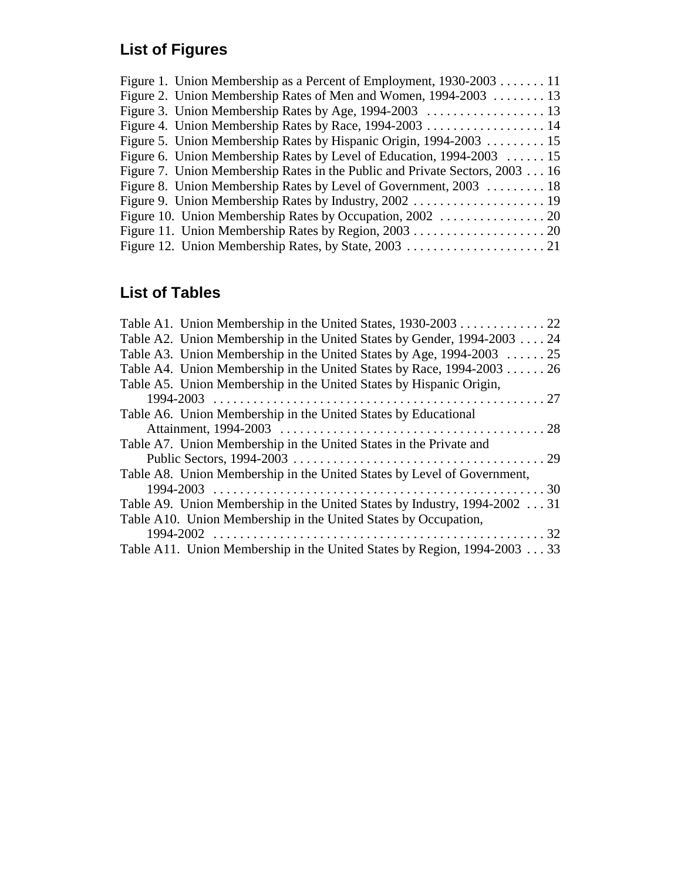## List of Figures

Figure 1. Union Membership as a Percent of Employment, 1930-2003 . . . . . . . 11
Figure 2. Union Membership Rates of Men and Women, 1994-2003 . . . . . . . . 13
Figure 3. Union Membership Rates by Age, 1994-2003 . . . . . . . . . . . . . . . . . . 13
Figure 4. Union Membership Rates by Race, 1994-2003 . . . . . . . . . . . . . . . . . . 14
Figure 5. Union Membership Rates by Hispanic Origin, 1994-2003 . . . . . . . . . 15
Figure 6. Union Membership Rates by Level of Education, 1994-2003 . . . . . . 15
Figure 7. Union Membership Rates in the Public and Private Sectors, 2003 . . . 16
Figure 8. Union Membership Rates by Level of Government, 2003 . . . . . . . . . 18
Figure 9. Union Membership Rates by Industry, 2002 . . . . . . . . . . . . . . . . . . . . 19
Figure 10. Union Membership Rates by Occupation, 2002 . . . . . . . . . . . . . . . . 20
Figure 11. Union Membership Rates by Region, 2003 . . . . . . . . . . . . . . . . . . . . 20
Figure 12. Union Membership Rates, by State, 2003 . . . . . . . . . . . . . . . . . . . . . 21

## List of Tables

Table A1. Union Membership in the United States, 1930-2003 . . . . . . . . . . . . . 22
Table A2. Union Membership in the United States by Gender, 1994-2003 . . . . 24
Table A3. Union Membership in the United States by Age, 1994-2003 . . . . . . 25
Table A4. Union Membership in the United States by Race, 1994-2003 . . . . . . 26
Table A5. Union Membership in the United States by Hispanic Origin, 1994-2003 . . . . . . . . . . . . . . . . . . . . . . . . . . . . . . . . . . . . . . . . . . . . . . . . . . 27
Table A6. Union Membership in the United States by Educational Attainment, 1994-2003 . . . . . . . . . . . . . . . . . . . . . . . . . . . . . . . . . . . . . . . . 28
Table A7. Union Membership in the United States in the Private and Public Sectors, 1994-2003 . . . . . . . . . . . . . . . . . . . . . . . . . . . . . . . . . . . . . . 29
Table A8. Union Membership in the United States by Level of Government, 1994-2003 . . . . . . . . . . . . . . . . . . . . . . . . . . . . . . . . . . . . . . . . . . . . . . . . . 30
Table A9. Union Membership in the United States by Industry, 1994-2002 . . . 31
Table A10. Union Membership in the United States by Occupation, 1994-2002 . . . . . . . . . . . . . . . . . . . . . . . . . . . . . . . . . . . . . . . . . . . . . . . . . 32
Table A11. Union Membership in the United States by Region, 1994-2003 . . . 33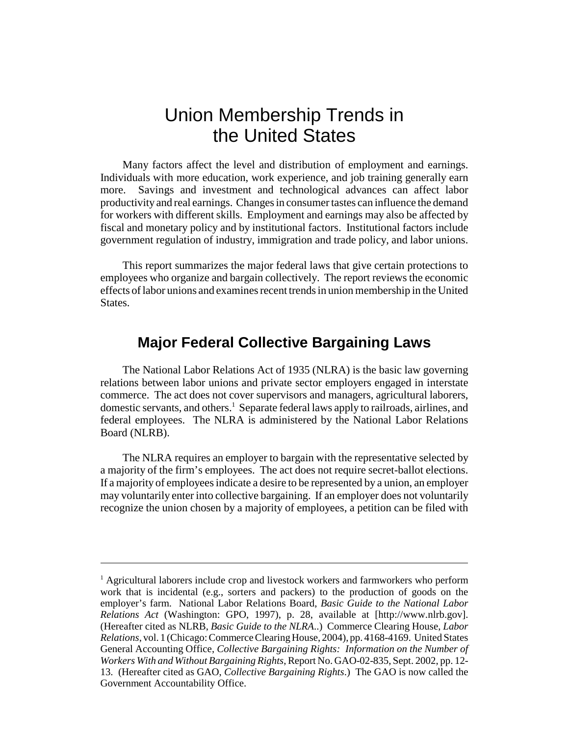# Union Membership Trends in the United States

Many factors affect the level and distribution of employment and earnings. Individuals with more education, work experience, and job training generally earn more. Savings and investment and technological advances can affect labor productivity and real earnings. Changes in consumer tastes can influence the demand for workers with different skills. Employment and earnings may also be affected by fiscal and monetary policy and by institutional factors. Institutional factors include government regulation of industry, immigration and trade policy, and labor unions.

This report summarizes the major federal laws that give certain protections to employees who organize and bargain collectively. The report reviews the economic effects of labor unions and examines recent trends in union membership in the United States.

## Major Federal Collective Bargaining Laws

The National Labor Relations Act of 1935 (NLRA) is the basic law governing relations between labor unions and private sector employers engaged in interstate commerce. The act does not cover supervisors and managers, agricultural laborers, domestic servants, and others.[1] Separate federal laws apply to railroads, airlines, and federal employees. The NLRA is administered by the National Labor Relations Board (NLRB).

The NLRA requires an employer to bargain with the representative selected by a majority of the firm's employees. The act does not require secret-ballot elections. If a majority of employees indicate a desire to be represented by a union, an employer may voluntarily enter into collective bargaining. If an employer does not voluntarily recognize the union chosen by a majority of employees, a petition can be filed with

---

[1] Agricultural laborers include crop and livestock workers and farmworkers who perform work that is incidental (e.g., sorters and packers) to the production of goods on the employer's farm. National Labor Relations Board, *Basic Guide to the National Labor Relations Act* (Washington: GPO, 1997), p. 28, available at [http://www.nlrb.gov]. (Hereafter cited as NLRB, *Basic Guide to the NLRA*..) Commerce Clearing House, *Labor Relations*, vol. 1 (Chicago: Commerce Clearing House, 2004), pp. 4168-4169. United States General Accounting Office, *Collective Bargaining Rights: Information on the Number of Workers With and Without Bargaining Rights*, Report No. GAO-02-835, Sept. 2002, pp. 12-13. (Hereafter cited as GAO, *Collective Bargaining Rights*.) The GAO is now called the Government Accountability Office.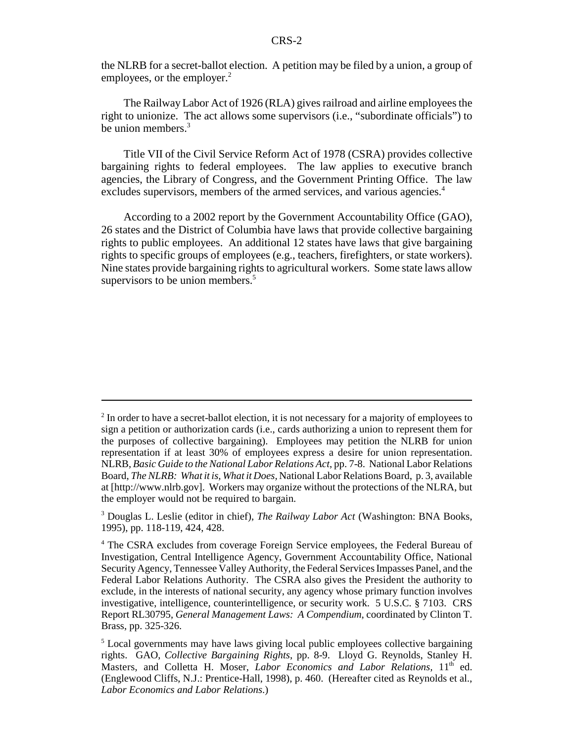the NLRB for a secret-ballot election. A petition may be filed by a union, a group of employees, or the employer.[2]

The Railway Labor Act of 1926 (RLA) gives railroad and airline employees the right to unionize. The act allows some supervisors (i.e., "subordinate officials") to be union members.[3]

Title VII of the Civil Service Reform Act of 1978 (CSRA) provides collective bargaining rights to federal employees. The law applies to executive branch agencies, the Library of Congress, and the Government Printing Office. The law excludes supervisors, members of the armed services, and various agencies.[4]

According to a 2002 report by the Government Accountability Office (GAO), 26 states and the District of Columbia have laws that provide collective bargaining rights to public employees. An additional 12 states have laws that give bargaining rights to specific groups of employees (e.g., teachers, firefighters, or state workers). Nine states provide bargaining rights to agricultural workers. Some state laws allow supervisors to be union members.[5]

---

[2] In order to have a secret-ballot election, it is not necessary for a majority of employees to sign a petition or authorization cards (i.e., cards authorizing a union to represent them for the purposes of collective bargaining). Employees may petition the NLRB for union representation if at least 30% of employees express a desire for union representation. NLRB, *Basic Guide to the National Labor Relations Act*, pp. 7-8. National Labor Relations Board, *The NLRB: What it is, What it Does*, National Labor Relations Board, p. 3, available at [http://www.nlrb.gov]. Workers may organize without the protections of the NLRA, but the employer would not be required to bargain.

[3] Douglas L. Leslie (editor in chief), *The Railway Labor Act* (Washington: BNA Books, 1995), pp. 118-119, 424, 428.

[4] The CSRA excludes from coverage Foreign Service employees, the Federal Bureau of Investigation, Central Intelligence Agency, Government Accountability Office, National Security Agency, Tennessee Valley Authority, the Federal Services Impasses Panel, and the Federal Labor Relations Authority. The CSRA also gives the President the authority to exclude, in the interests of national security, any agency whose primary function involves investigative, intelligence, counterintelligence, or security work. 5 U.S.C. § 7103. CRS Report RL30795, *General Management Laws: A Compendium*, coordinated by Clinton T. Brass, pp. 325-326.

[5] Local governments may have laws giving local public employees collective bargaining rights. GAO, *Collective Bargaining Rights*, pp. 8-9. Lloyd G. Reynolds, Stanley H. Masters, and Colletta H. Moser, *Labor Economics and Labor Relations*, 11th ed. (Englewood Cliffs, N.J.: Prentice-Hall, 1998), p. 460. (Hereafter cited as Reynolds et al., *Labor Economics and Labor Relations*.)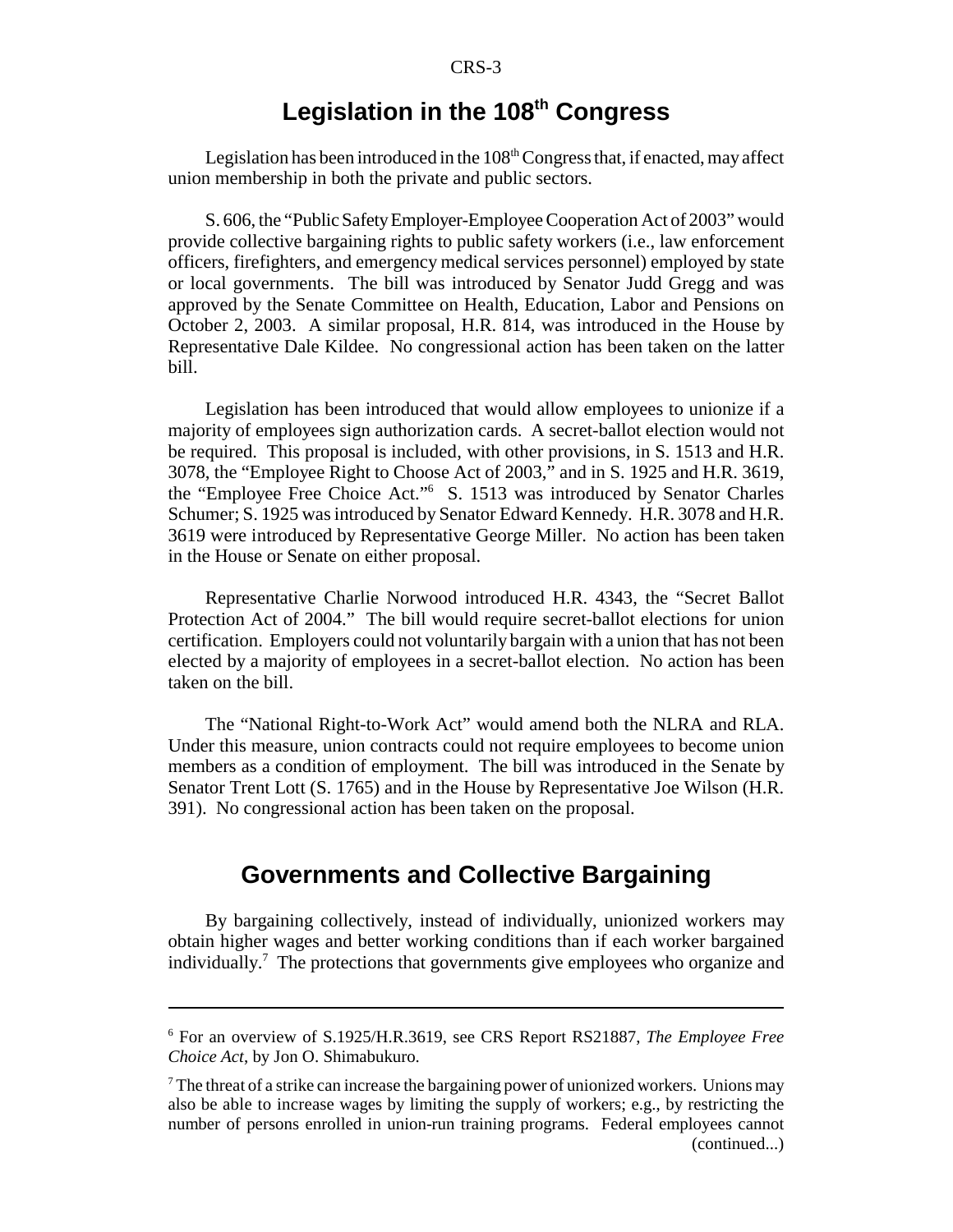## Legislation in the 108th Congress

Legislation has been introduced in the 108th Congress that, if enacted, may affect union membership in both the private and public sectors.

S. 606, the "Public Safety Employer-Employee Cooperation Act of 2003" would provide collective bargaining rights to public safety workers (i.e., law enforcement officers, firefighters, and emergency medical services personnel) employed by state or local governments. The bill was introduced by Senator Judd Gregg and was approved by the Senate Committee on Health, Education, Labor and Pensions on October 2, 2003. A similar proposal, H.R. 814, was introduced in the House by Representative Dale Kildee. No congressional action has been taken on the latter bill.

Legislation has been introduced that would allow employees to unionize if a majority of employees sign authorization cards. A secret-ballot election would not be required. This proposal is included, with other provisions, in S. 1513 and H.R. 3078, the "Employee Right to Choose Act of 2003," and in S. 1925 and H.R. 3619, the "Employee Free Choice Act."[6] S. 1513 was introduced by Senator Charles Schumer; S. 1925 was introduced by Senator Edward Kennedy. H.R. 3078 and H.R. 3619 were introduced by Representative George Miller. No action has been taken in the House or Senate on either proposal.

Representative Charlie Norwood introduced H.R. 4343, the "Secret Ballot Protection Act of 2004." The bill would require secret-ballot elections for union certification. Employers could not voluntarily bargain with a union that has not been elected by a majority of employees in a secret-ballot election. No action has been taken on the bill.

The "National Right-to-Work Act" would amend both the NLRA and RLA. Under this measure, union contracts could not require employees to become union members as a condition of employment. The bill was introduced in the Senate by Senator Trent Lott (S. 1765) and in the House by Representative Joe Wilson (H.R. 391). No congressional action has been taken on the proposal.

## Governments and Collective Bargaining

By bargaining collectively, instead of individually, unionized workers may obtain higher wages and better working conditions than if each worker bargained individually.[7] The protections that governments give employees who organize and

---

[6] For an overview of S.1925/H.R.3619, see CRS Report RS21887, *The Employee Free Choice Act*, by Jon O. Shimabukuro.

[7] The threat of a strike can increase the bargaining power of unionized workers. Unions may also be able to increase wages by limiting the supply of workers; e.g., by restricting the number of persons enrolled in union-run training programs. Federal employees cannot (continued...)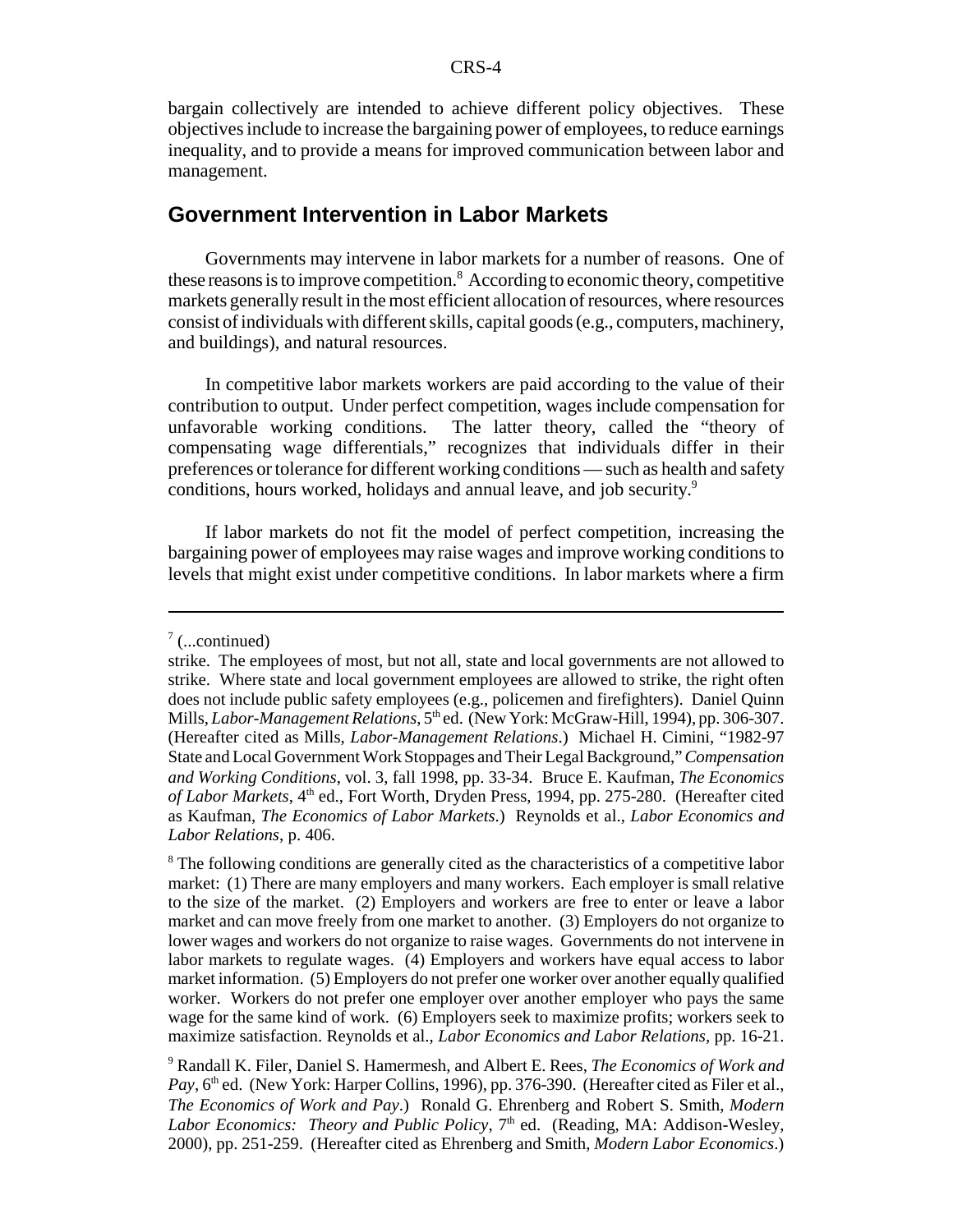bargain collectively are intended to achieve different policy objectives. These objectives include to increase the bargaining power of employees, to reduce earnings inequality, and to provide a means for improved communication between labor and management.

## Government Intervention in Labor Markets

Governments may intervene in labor markets for a number of reasons. One of these reasons is to improve competition.[8] According to economic theory, competitive markets generally result in the most efficient allocation of resources, where resources consist of individuals with different skills, capital goods (e.g., computers, machinery, and buildings), and natural resources.

In competitive labor markets workers are paid according to the value of their contribution to output. Under perfect competition, wages include compensation for unfavorable working conditions. The latter theory, called the "theory of compensating wage differentials," recognizes that individuals differ in their preferences or tolerance for different working conditions — such as health and safety conditions, hours worked, holidays and annual leave, and job security.[9]

If labor markets do not fit the model of perfect competition, increasing the bargaining power of employees may raise wages and improve working conditions to levels that might exist under competitive conditions. In labor markets where a firm

---

[7] (...continued)
strike. The employees of most, but not all, state and local governments are not allowed to strike. Where state and local government employees are allowed to strike, the right often does not include public safety employees (e.g., policemen and firefighters). Daniel Quinn Mills, *Labor-Management Relations*, 5th ed. (New York: McGraw-Hill, 1994), pp. 306-307. (Hereafter cited as Mills, *Labor-Management Relations*.) Michael H. Cimini, "1982-97 State and Local Government Work Stoppages and Their Legal Background," *Compensation and Working Conditions*, vol. 3, fall 1998, pp. 33-34. Bruce E. Kaufman, *The Economics of Labor Markets*, 4th ed., Fort Worth, Dryden Press, 1994, pp. 275-280. (Hereafter cited as Kaufman, *The Economics of Labor Markets*.) Reynolds et al., *Labor Economics and Labor Relations*, p. 406.

[8] The following conditions are generally cited as the characteristics of a competitive labor market: (1) There are many employers and many workers. Each employer is small relative to the size of the market. (2) Employers and workers are free to enter or leave a labor market and can move freely from one market to another. (3) Employers do not organize to lower wages and workers do not organize to raise wages. Governments do not intervene in labor markets to regulate wages. (4) Employers and workers have equal access to labor market information. (5) Employers do not prefer one worker over another equally qualified worker. Workers do not prefer one employer over another employer who pays the same wage for the same kind of work. (6) Employers seek to maximize profits; workers seek to maximize satisfaction. Reynolds et al., *Labor Economics and Labor Relations*, pp. 16-21.

[9] Randall K. Filer, Daniel S. Hamermesh, and Albert E. Rees, *The Economics of Work and Pay*, 6th ed. (New York: Harper Collins, 1996), pp. 376-390. (Hereafter cited as Filer et al., *The Economics of Work and Pay*.) Ronald G. Ehrenberg and Robert S. Smith, *Modern Labor Economics: Theory and Public Policy*, 7th ed. (Reading, MA: Addison-Wesley, 2000), pp. 251-259. (Hereafter cited as Ehrenberg and Smith, *Modern Labor Economics*.)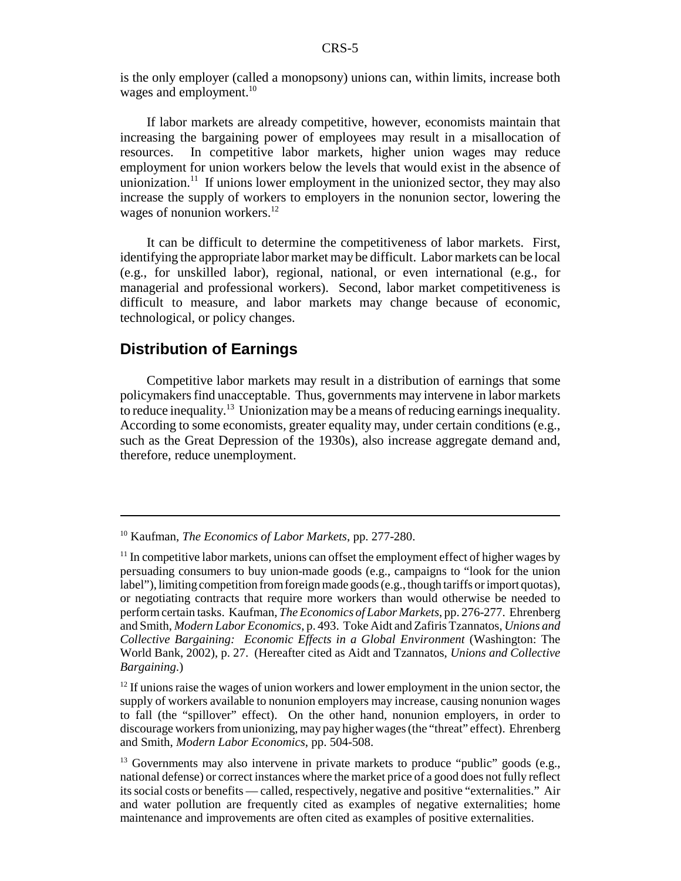is the only employer (called a monopsony) unions can, within limits, increase both wages and employment.[10]

If labor markets are already competitive, however, economists maintain that increasing the bargaining power of employees may result in a misallocation of resources. In competitive labor markets, higher union wages may reduce employment for union workers below the levels that would exist in the absence of unionization.[11] If unions lower employment in the unionized sector, they may also increase the supply of workers to employers in the nonunion sector, lowering the wages of nonunion workers.[12]

It can be difficult to determine the competitiveness of labor markets. First, identifying the appropriate labor market may be difficult. Labor markets can be local (e.g., for unskilled labor), regional, national, or even international (e.g., for managerial and professional workers). Second, labor market competitiveness is difficult to measure, and labor markets may change because of economic, technological, or policy changes.

## Distribution of Earnings

Competitive labor markets may result in a distribution of earnings that some policymakers find unacceptable. Thus, governments may intervene in labor markets to reduce inequality.[13] Unionization may be a means of reducing earnings inequality. According to some economists, greater equality may, under certain conditions (e.g., such as the Great Depression of the 1930s), also increase aggregate demand and, therefore, reduce unemployment.

---

[10] Kaufman, *The Economics of Labor Markets*, pp. 277-280.

[11] In competitive labor markets, unions can offset the employment effect of higher wages by persuading consumers to buy union-made goods (e.g., campaigns to "look for the union label"), limiting competition from foreign made goods (e.g., though tariffs or import quotas), or negotiating contracts that require more workers than would otherwise be needed to perform certain tasks. Kaufman, *The Economics of Labor Markets*, pp. 276-277. Ehrenberg and Smith, *Modern Labor Economics*, p. 493. Toke Aidt and Zafiris Tzannatos, *Unions and Collective Bargaining: Economic Effects in a Global Environment* (Washington: The World Bank, 2002), p. 27. (Hereafter cited as Aidt and Tzannatos, *Unions and Collective Bargaining*.)

[12] If unions raise the wages of union workers and lower employment in the union sector, the supply of workers available to nonunion employers may increase, causing nonunion wages to fall (the "spillover" effect). On the other hand, nonunion employers, in order to discourage workers from unionizing, may pay higher wages (the "threat" effect). Ehrenberg and Smith, *Modern Labor Economics*, pp. 504-508.

[13] Governments may also intervene in private markets to produce "public" goods (e.g., national defense) or correct instances where the market price of a good does not fully reflect its social costs or benefits — called, respectively, negative and positive "externalities." Air and water pollution are frequently cited as examples of negative externalities; home maintenance and improvements are often cited as examples of positive externalities.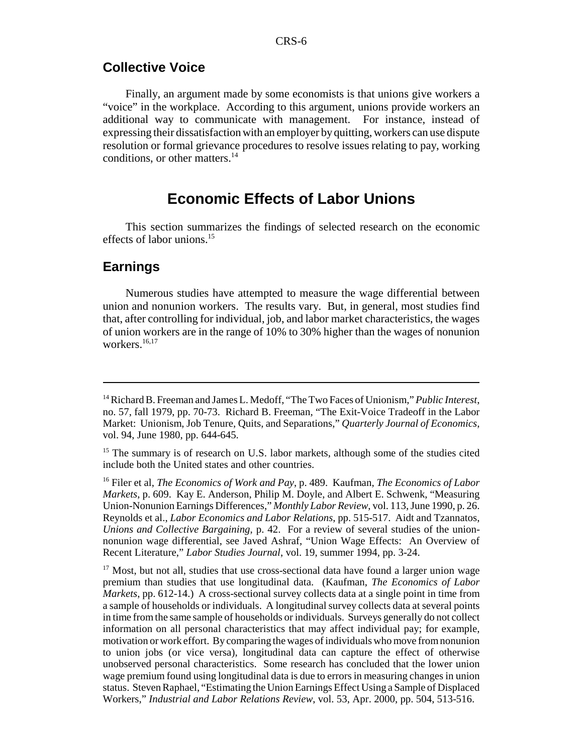## Collective Voice

Finally, an argument made by some economists is that unions give workers a "voice" in the workplace. According to this argument, unions provide workers an additional way to communicate with management. For instance, instead of expressing their dissatisfaction with an employer by quitting, workers can use dispute resolution or formal grievance procedures to resolve issues relating to pay, working conditions, or other matters.[14]

# Economic Effects of Labor Unions

This section summarizes the findings of selected research on the economic effects of labor unions.[15]

## Earnings

Numerous studies have attempted to measure the wage differential between union and nonunion workers. The results vary. But, in general, most studies find that, after controlling for individual, job, and labor market characteristics, the wages of union workers are in the range of 10% to 30% higher than the wages of nonunion workers.[16,17]

---

[14] Richard B. Freeman and James L. Medoff, "The Two Faces of Unionism," *Public Interest*, no. 57, fall 1979, pp. 70-73. Richard B. Freeman, "The Exit-Voice Tradeoff in the Labor Market: Unionism, Job Tenure, Quits, and Separations," *Quarterly Journal of Economics*, vol. 94, June 1980, pp. 644-645.

[15] The summary is of research on U.S. labor markets, although some of the studies cited include both the United states and other countries.

[16] Filer et al, *The Economics of Work and Pay*, p. 489. Kaufman, *The Economics of Labor Markets*, p. 609. Kay E. Anderson, Philip M. Doyle, and Albert E. Schwenk, "Measuring Union-Nonunion Earnings Differences," *Monthly Labor Review*, vol. 113, June 1990, p. 26. Reynolds et al., *Labor Economics and Labor Relations*, pp. 515-517. Aidt and Tzannatos, *Unions and Collective Bargaining*, p. 42. For a review of several studies of the union-nonunion wage differential, see Javed Ashraf, "Union Wage Effects: An Overview of Recent Literature," *Labor Studies Journal*, vol. 19, summer 1994, pp. 3-24.

[17] Most, but not all, studies that use cross-sectional data have found a larger union wage premium than studies that use longitudinal data. (Kaufman, *The Economics of Labor Markets*, pp. 612-14.) A cross-sectional survey collects data at a single point in time from a sample of households or individuals. A longitudinal survey collects data at several points in time from the same sample of households or individuals. Surveys generally do not collect information on all personal characteristics that may affect individual pay; for example, motivation or work effort. By comparing the wages of individuals who move from nonunion to union jobs (or vice versa), longitudinal data can capture the effect of otherwise unobserved personal characteristics. Some research has concluded that the lower union wage premium found using longitudinal data is due to errors in measuring changes in union status. Steven Raphael, "Estimating the Union Earnings Effect Using a Sample of Displaced Workers," *Industrial and Labor Relations Review*, vol. 53, Apr. 2000, pp. 504, 513-516.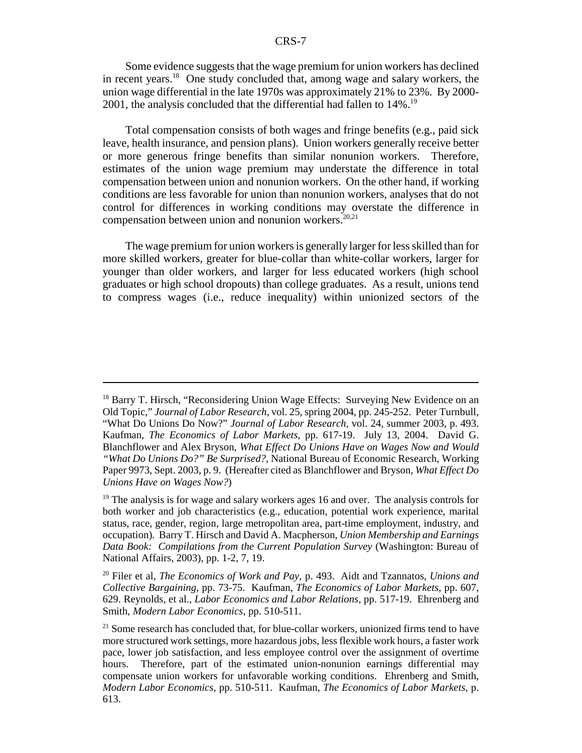Some evidence suggests that the wage premium for union workers has declined in recent years.[18] One study concluded that, among wage and salary workers, the union wage differential in the late 1970s was approximately 21% to 23%. By 2000-2001, the analysis concluded that the differential had fallen to 14%.[19]

Total compensation consists of both wages and fringe benefits (e.g., paid sick leave, health insurance, and pension plans). Union workers generally receive better or more generous fringe benefits than similar nonunion workers. Therefore, estimates of the union wage premium may understate the difference in total compensation between union and nonunion workers. On the other hand, if working conditions are less favorable for union than nonunion workers, analyses that do not control for differences in working conditions may overstate the difference in compensation between union and nonunion workers.[20,21]

The wage premium for union workers is generally larger for less skilled than for more skilled workers, greater for blue-collar than white-collar workers, larger for younger than older workers, and larger for less educated workers (high school graduates or high school dropouts) than college graduates. As a result, unions tend to compress wages (i.e., reduce inequality) within unionized sectors of the

---

[18] Barry T. Hirsch, "Reconsidering Union Wage Effects: Surveying New Evidence on an Old Topic," *Journal of Labor Research*, vol. 25, spring 2004, pp. 245-252. Peter Turnbull, "What Do Unions Do Now?" *Journal of Labor Research*, vol. 24, summer 2003, p. 493. Kaufman, *The Economics of Labor Markets*, pp. 617-19. July 13, 2004. David G. Blanchflower and Alex Bryson, *What Effect Do Unions Have on Wages Now and Would "What Do Unions Do?" Be Surprised?*, National Bureau of Economic Research, Working Paper 9973, Sept. 2003, p. 9. (Hereafter cited as Blanchflower and Bryson, *What Effect Do Unions Have on Wages Now?*)

[19] The analysis is for wage and salary workers ages 16 and over. The analysis controls for both worker and job characteristics (e.g., education, potential work experience, marital status, race, gender, region, large metropolitan area, part-time employment, industry, and occupation). Barry T. Hirsch and David A. Macpherson, *Union Membership and Earnings Data Book: Compilations from the Current Population Survey* (Washington: Bureau of National Affairs, 2003), pp. 1-2, 7, 19.

[20] Filer et al, *The Economics of Work and Pay*, p. 493. Aidt and Tzannatos, *Unions and Collective Bargaining*, pp. 73-75. Kaufman, *The Economics of Labor Markets*, pp. 607, 629. Reynolds, et al., *Labor Economics and Labor Relations*, pp. 517-19. Ehrenberg and Smith, *Modern Labor Economics*, pp. 510-511.

[21] Some research has concluded that, for blue-collar workers, unionized firms tend to have more structured work settings, more hazardous jobs, less flexible work hours, a faster work pace, lower job satisfaction, and less employee control over the assignment of overtime hours. Therefore, part of the estimated union-nonunion earnings differential may compensate union workers for unfavorable working conditions. Ehrenberg and Smith, *Modern Labor Economics*, pp. 510-511. Kaufman, *The Economics of Labor Markets*, p. 613.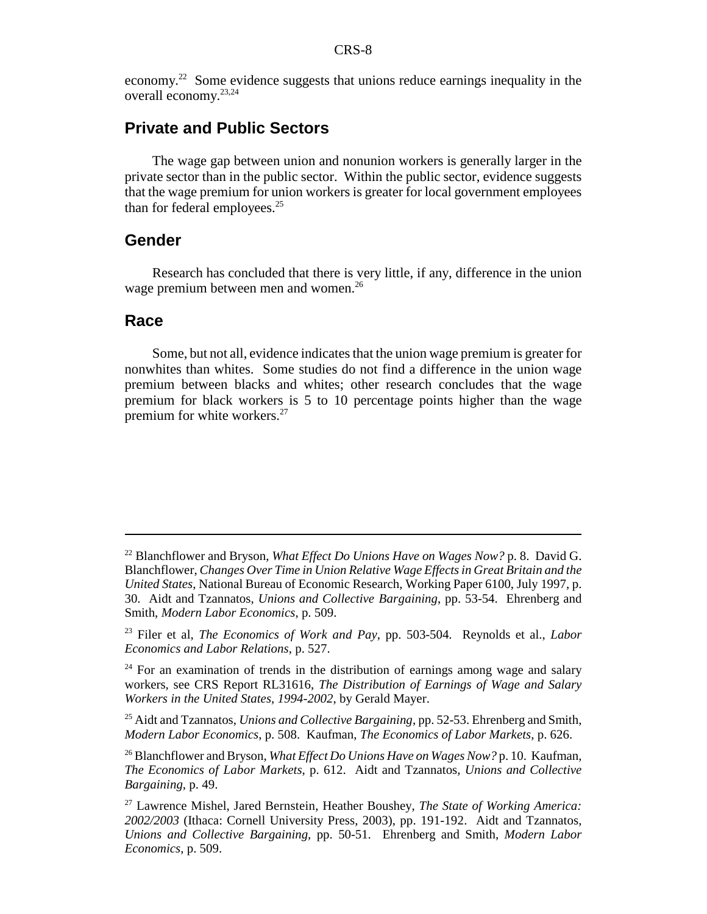economy.[22] Some evidence suggests that unions reduce earnings inequality in the overall economy.[23,24]

## Private and Public Sectors

The wage gap between union and nonunion workers is generally larger in the private sector than in the public sector. Within the public sector, evidence suggests that the wage premium for union workers is greater for local government employees than for federal employees.[25]

## Gender

Research has concluded that there is very little, if any, difference in the union wage premium between men and women.[26]

## Race

Some, but not all, evidence indicates that the union wage premium is greater for nonwhites than whites. Some studies do not find a difference in the union wage premium between blacks and whites; other research concludes that the wage premium for black workers is 5 to 10 percentage points higher than the wage premium for white workers.[27]

---

[22] Blanchflower and Bryson, *What Effect Do Unions Have on Wages Now?* p. 8. David G. Blanchflower, *Changes Over Time in Union Relative Wage Effects in Great Britain and the United States*, National Bureau of Economic Research, Working Paper 6100, July 1997, p. 30. Aidt and Tzannatos, *Unions and Collective Bargaining*, pp. 53-54. Ehrenberg and Smith, *Modern Labor Economics*, p. 509.

[23] Filer et al, *The Economics of Work and Pay*, pp. 503-504. Reynolds et al., *Labor Economics and Labor Relations*, p. 527.

[24] For an examination of trends in the distribution of earnings among wage and salary workers, see CRS Report RL31616, *The Distribution of Earnings of Wage and Salary Workers in the United States, 1994-2002*, by Gerald Mayer.

[25] Aidt and Tzannatos, *Unions and Collective Bargaining*, pp. 52-53. Ehrenberg and Smith, *Modern Labor Economics*, p. 508. Kaufman, *The Economics of Labor Markets*, p. 626.

[26] Blanchflower and Bryson, *What Effect Do Unions Have on Wages Now?* p. 10. Kaufman, *The Economics of Labor Markets*, p. 612. Aidt and Tzannatos, *Unions and Collective Bargaining*, p. 49.

[27] Lawrence Mishel, Jared Bernstein, Heather Boushey, *The State of Working America: 2002/2003* (Ithaca: Cornell University Press, 2003), pp. 191-192. Aidt and Tzannatos, *Unions and Collective Bargaining*, pp. 50-51. Ehrenberg and Smith, *Modern Labor Economics*, p. 509.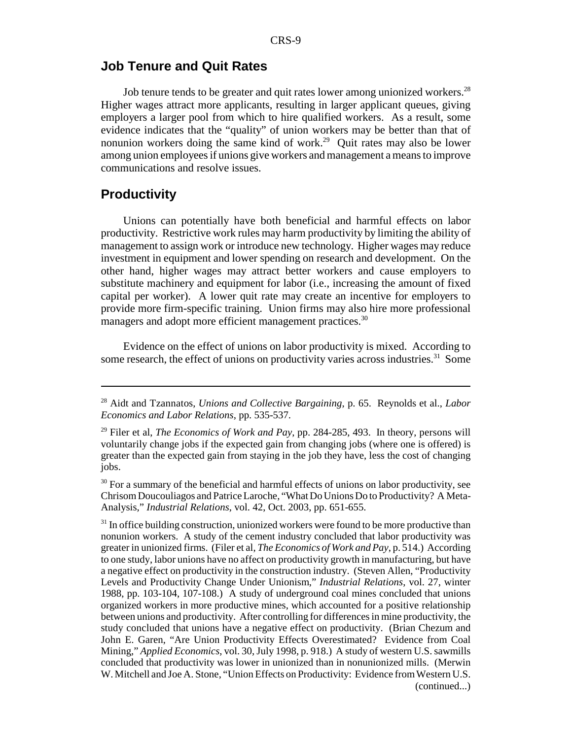## Job Tenure and Quit Rates

Job tenure tends to be greater and quit rates lower among unionized workers.[28] Higher wages attract more applicants, resulting in larger applicant queues, giving employers a larger pool from which to hire qualified workers. As a result, some evidence indicates that the "quality" of union workers may be better than that of nonunion workers doing the same kind of work.[29] Quit rates may also be lower among union employees if unions give workers and management a means to improve communications and resolve issues.

## Productivity

Unions can potentially have both beneficial and harmful effects on labor productivity. Restrictive work rules may harm productivity by limiting the ability of management to assign work or introduce new technology. Higher wages may reduce investment in equipment and lower spending on research and development. On the other hand, higher wages may attract better workers and cause employers to substitute machinery and equipment for labor (i.e., increasing the amount of fixed capital per worker). A lower quit rate may create an incentive for employers to provide more firm-specific training. Union firms may also hire more professional managers and adopt more efficient management practices.[30]

Evidence on the effect of unions on labor productivity is mixed. According to some research, the effect of unions on productivity varies across industries.[31] Some

---

[28] Aidt and Tzannatos, *Unions and Collective Bargaining*, p. 65. Reynolds et al., *Labor Economics and Labor Relations*, pp. 535-537.

[29] Filer et al, *The Economics of Work and Pay*, pp. 284-285, 493. In theory, persons will voluntarily change jobs if the expected gain from changing jobs (where one is offered) is greater than the expected gain from staying in the job they have, less the cost of changing jobs.

[30] For a summary of the beneficial and harmful effects of unions on labor productivity, see Chrisom Doucouliagos and Patrice Laroche, "What Do Unions Do to Productivity? A Meta-Analysis," *Industrial Relations*, vol. 42, Oct. 2003, pp. 651-655.

[31] In office building construction, unionized workers were found to be more productive than nonunion workers. A study of the cement industry concluded that labor productivity was greater in unionized firms. (Filer et al, *The Economics of Work and Pay*, p. 514.) According to one study, labor unions have no affect on productivity growth in manufacturing, but have a negative effect on productivity in the construction industry. (Steven Allen, "Productivity Levels and Productivity Change Under Unionism," *Industrial Relations*, vol. 27, winter 1988, pp. 103-104, 107-108.) A study of underground coal mines concluded that unions organized workers in more productive mines, which accounted for a positive relationship between unions and productivity. After controlling for differences in mine productivity, the study concluded that unions have a negative effect on productivity. (Brian Chezum and John E. Garen, "Are Union Productivity Effects Overestimated? Evidence from Coal Mining," *Applied Economics*, vol. 30, July 1998, p. 918.) A study of western U.S. sawmills concluded that productivity was lower in unionized than in nonunionized mills. (Merwin W. Mitchell and Joe A. Stone, "Union Effects on Productivity: Evidence from Western U.S. (continued...)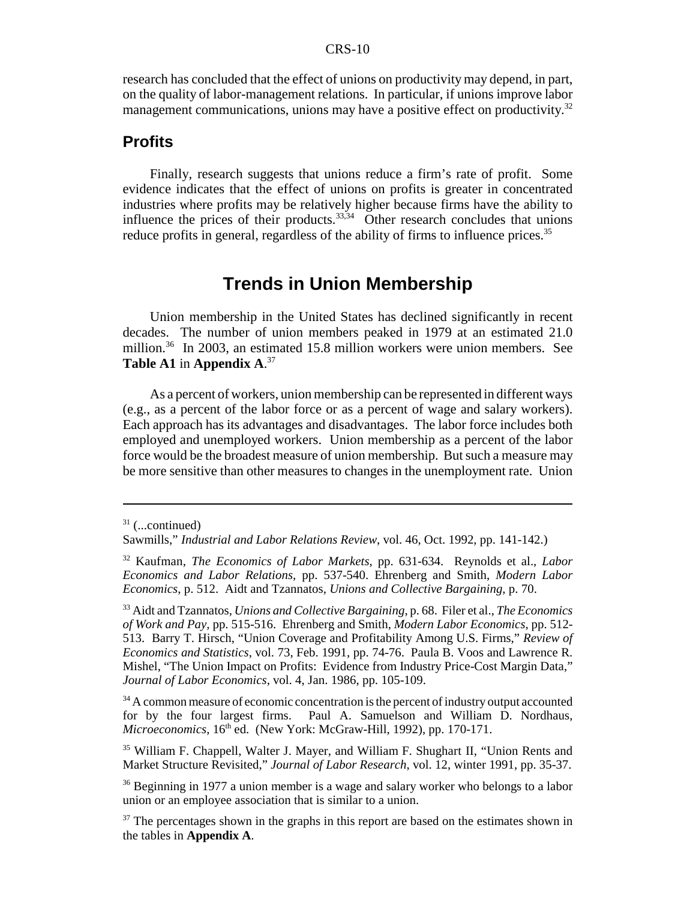research has concluded that the effect of unions on productivity may depend, in part, on the quality of labor-management relations. In particular, if unions improve labor management communications, unions may have a positive effect on productivity.[32]

### Profits

Finally, research suggests that unions reduce a firm's rate of profit. Some evidence indicates that the effect of unions on profits is greater in concentrated industries where profits may be relatively higher because firms have the ability to influence the prices of their products.[33,34] Other research concludes that unions reduce profits in general, regardless of the ability of firms to influence prices.[35]

## Trends in Union Membership

Union membership in the United States has declined significantly in recent decades. The number of union members peaked in 1979 at an estimated 21.0 million.[36] In 2003, an estimated 15.8 million workers were union members. See **Table A1** in **Appendix A**.[37]

As a percent of workers, union membership can be represented in different ways (e.g., as a percent of the labor force or as a percent of wage and salary workers). Each approach has its advantages and disadvantages. The labor force includes both employed and unemployed workers. Union membership as a percent of the labor force would be the broadest measure of union membership. But such a measure may be more sensitive than other measures to changes in the unemployment rate. Union

---

[31] (...continued)
Sawmills," *Industrial and Labor Relations Review*, vol. 46, Oct. 1992, pp. 141-142.)

[32] Kaufman, *The Economics of Labor Markets*, pp. 631-634. Reynolds et al., *Labor Economics and Labor Relations*, pp. 537-540. Ehrenberg and Smith, *Modern Labor Economics*, p. 512. Aidt and Tzannatos, *Unions and Collective Bargaining*, p. 70.

[33] Aidt and Tzannatos, *Unions and Collective Bargaining*, p. 68. Filer et al., *The Economics of Work and Pay*, pp. 515-516. Ehrenberg and Smith, *Modern Labor Economics*, pp. 512-513. Barry T. Hirsch, "Union Coverage and Profitability Among U.S. Firms," *Review of Economics and Statistics*, vol. 73, Feb. 1991, pp. 74-76. Paula B. Voos and Lawrence R. Mishel, "The Union Impact on Profits: Evidence from Industry Price-Cost Margin Data," *Journal of Labor Economics*, vol. 4, Jan. 1986, pp. 105-109.

[34] A common measure of economic concentration is the percent of industry output accounted for by the four largest firms. Paul A. Samuelson and William D. Nordhaus, *Microeconomics*, 16th ed. (New York: McGraw-Hill, 1992), pp. 170-171.

[35] William F. Chappell, Walter J. Mayer, and William F. Shughart II, "Union Rents and Market Structure Revisited," *Journal of Labor Research*, vol. 12, winter 1991, pp. 35-37.

[36] Beginning in 1977 a union member is a wage and salary worker who belongs to a labor union or an employee association that is similar to a union.

[37] The percentages shown in the graphs in this report are based on the estimates shown in the tables in **Appendix A**.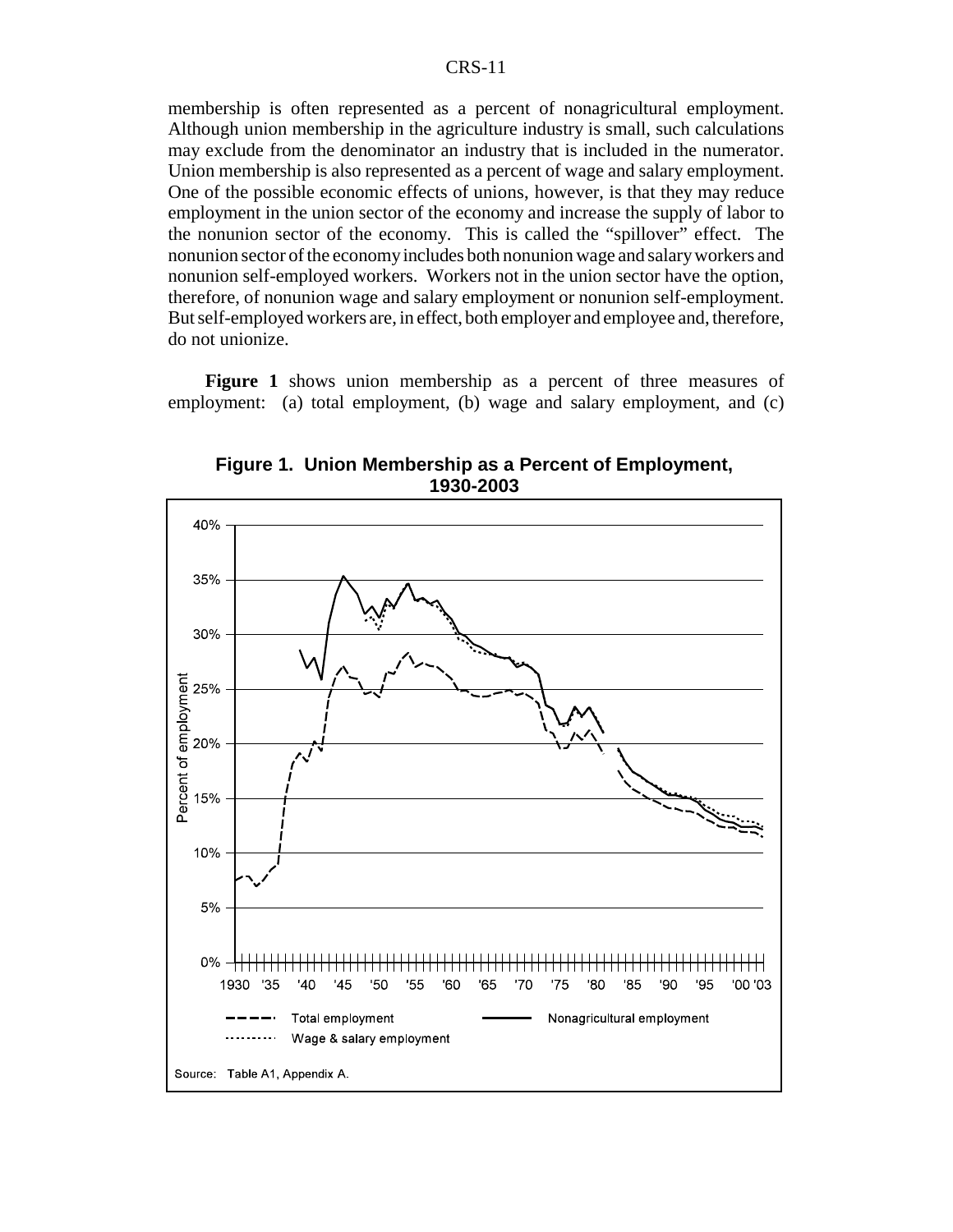membership is often represented as a percent of nonagricultural employment. Although union membership in the agriculture industry is small, such calculations may exclude from the denominator an industry that is included in the numerator. Union membership is also represented as a percent of wage and salary employment. One of the possible economic effects of unions, however, is that they may reduce employment in the union sector of the economy and increase the supply of labor to the nonunion sector of the economy. This is called the "spillover" effect. The nonunion sector of the economy includes both nonunion wage and salary workers and nonunion self-employed workers. Workers not in the union sector have the option, therefore, of nonunion wage and salary employment or nonunion self-employment. But self-employed workers are, in effect, both employer and employee and, therefore, do not unionize.

**Figure 1** shows union membership as a percent of three measures of employment: (a) total employment, (b) wage and salary employment, and (c)

**Figure 1. Union Membership as a Percent of Employment, 1930-2003**

Source: Table A1, Appendix A.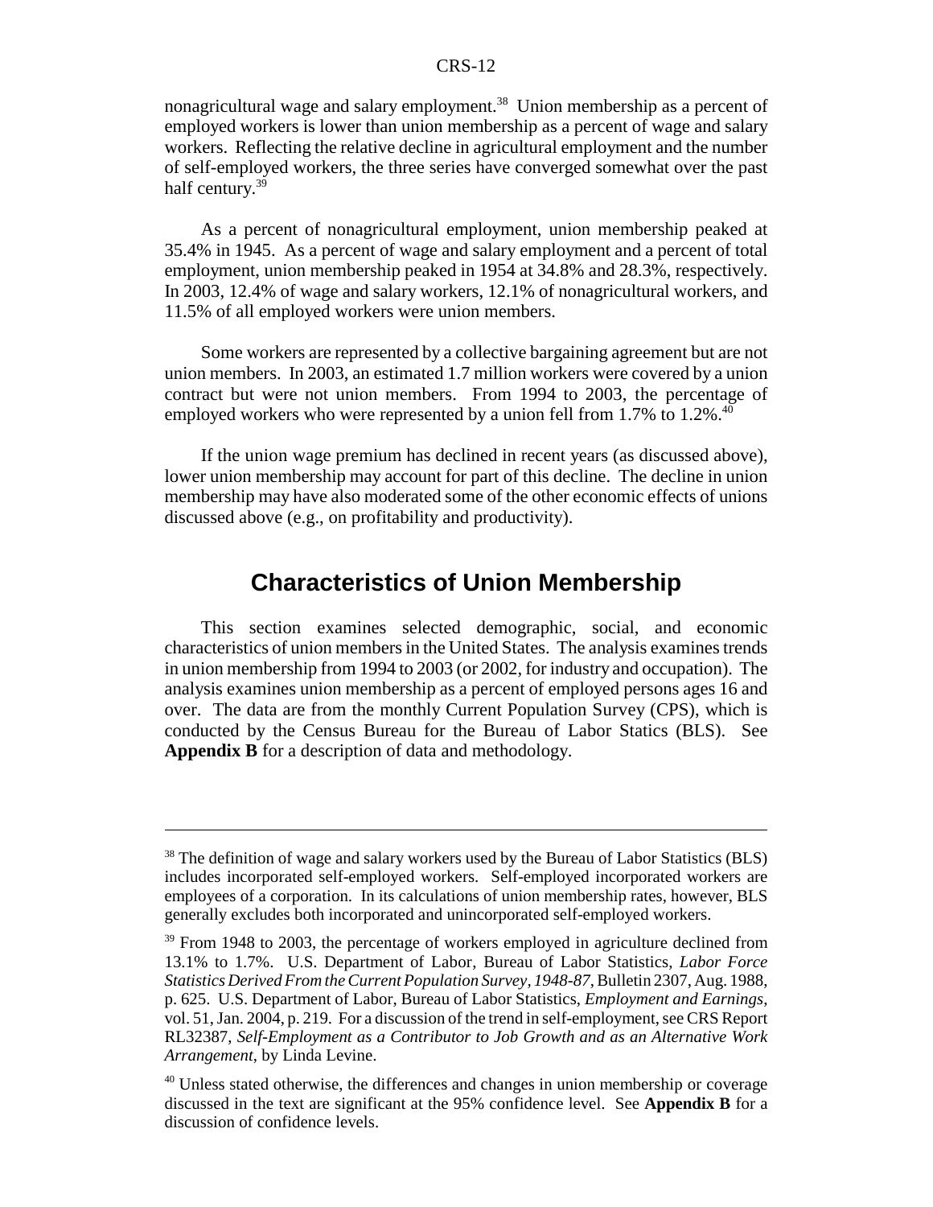nonagricultural wage and salary employment.[38] Union membership as a percent of employed workers is lower than union membership as a percent of wage and salary workers. Reflecting the relative decline in agricultural employment and the number of self-employed workers, the three series have converged somewhat over the past half century.[39]

As a percent of nonagricultural employment, union membership peaked at 35.4% in 1945. As a percent of wage and salary employment and a percent of total employment, union membership peaked in 1954 at 34.8% and 28.3%, respectively. In 2003, 12.4% of wage and salary workers, 12.1% of nonagricultural workers, and 11.5% of all employed workers were union members.

Some workers are represented by a collective bargaining agreement but are not union members. In 2003, an estimated 1.7 million workers were covered by a union contract but were not union members. From 1994 to 2003, the percentage of employed workers who were represented by a union fell from 1.7% to 1.2%.[40]

If the union wage premium has declined in recent years (as discussed above), lower union membership may account for part of this decline. The decline in union membership may have also moderated some of the other economic effects of unions discussed above (e.g., on profitability and productivity).

## Characteristics of Union Membership

This section examines selected demographic, social, and economic characteristics of union members in the United States. The analysis examines trends in union membership from 1994 to 2003 (or 2002, for industry and occupation). The analysis examines union membership as a percent of employed persons ages 16 and over. The data are from the monthly Current Population Survey (CPS), which is conducted by the Census Bureau for the Bureau of Labor Statics (BLS). See **Appendix B** for a description of data and methodology.

---

[38] The definition of wage and salary workers used by the Bureau of Labor Statistics (BLS) includes incorporated self-employed workers. Self-employed incorporated workers are employees of a corporation. In its calculations of union membership rates, however, BLS generally excludes both incorporated and unincorporated self-employed workers.

[39] From 1948 to 2003, the percentage of workers employed in agriculture declined from 13.1% to 1.7%. U.S. Department of Labor, Bureau of Labor Statistics, *Labor Force Statistics Derived From the Current Population Survey, 1948-87*, Bulletin 2307, Aug. 1988, p. 625. U.S. Department of Labor, Bureau of Labor Statistics, *Employment and Earnings*, vol. 51, Jan. 2004, p. 219. For a discussion of the trend in self-employment, see CRS Report RL32387, *Self-Employment as a Contributor to Job Growth and as an Alternative Work Arrangement*, by Linda Levine.

[40] Unless stated otherwise, the differences and changes in union membership or coverage discussed in the text are significant at the 95% confidence level. See **Appendix B** for a discussion of confidence levels.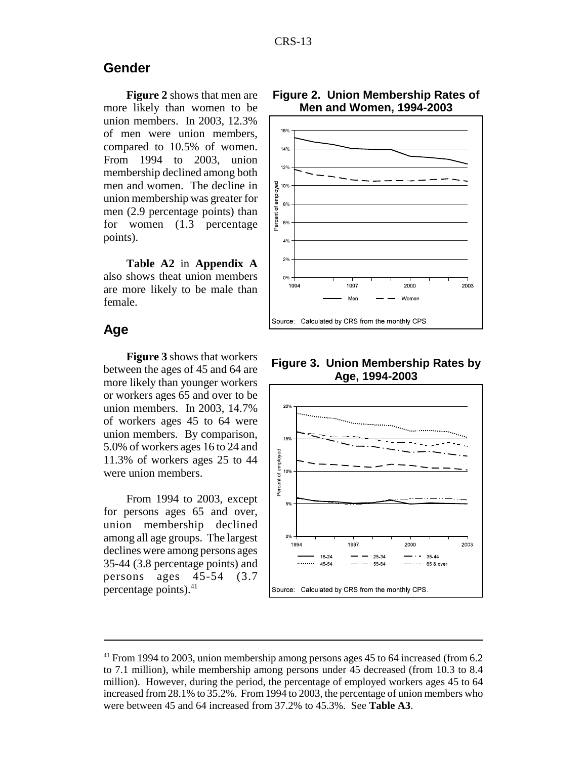## Gender

**Figure 2** shows that men are more likely than women to be union members. In 2003, 12.3% of men were union members, compared to 10.5% of women. From 1994 to 2003, union membership declined among both men and women. The decline in union membership was greater for men (2.9 percentage points) than for women (1.3 percentage points).

**Table A2** in **Appendix A** also shows theat union members are more likely to be male than female.

**Figure 2. Union Membership Rates of Men and Women, 1994-2003**

Source: Calculated by CRS from the monthly CPS.

## Age

**Figure 3** shows that workers between the ages of 45 and 64 are more likely than younger workers or workers ages 65 and over to be union members. In 2003, 14.7% of workers ages 45 to 64 were union members. By comparison, 5.0% of workers ages 16 to 24 and 11.3% of workers ages 25 to 44 were union members.

From 1994 to 2003, except for persons ages 65 and over, union membership declined among all age groups. The largest declines were among persons ages 35-44 (3.8 percentage points) and persons ages 45-54 (3.7 percentage points).[41]

**Figure 3. Union Membership Rates by Age, 1994-2003**

Source: Calculated by CRS from the monthly CPS.

---

[41] From 1994 to 2003, union membership among persons ages 45 to 64 increased (from 6.2 to 7.1 million), while membership among persons under 45 decreased (from 10.3 to 8.4 million). However, during the period, the percentage of employed workers ages 45 to 64 increased from 28.1% to 35.2%. From 1994 to 2003, the percentage of union members who were between 45 and 64 increased from 37.2% to 45.3%. See **Table A3**.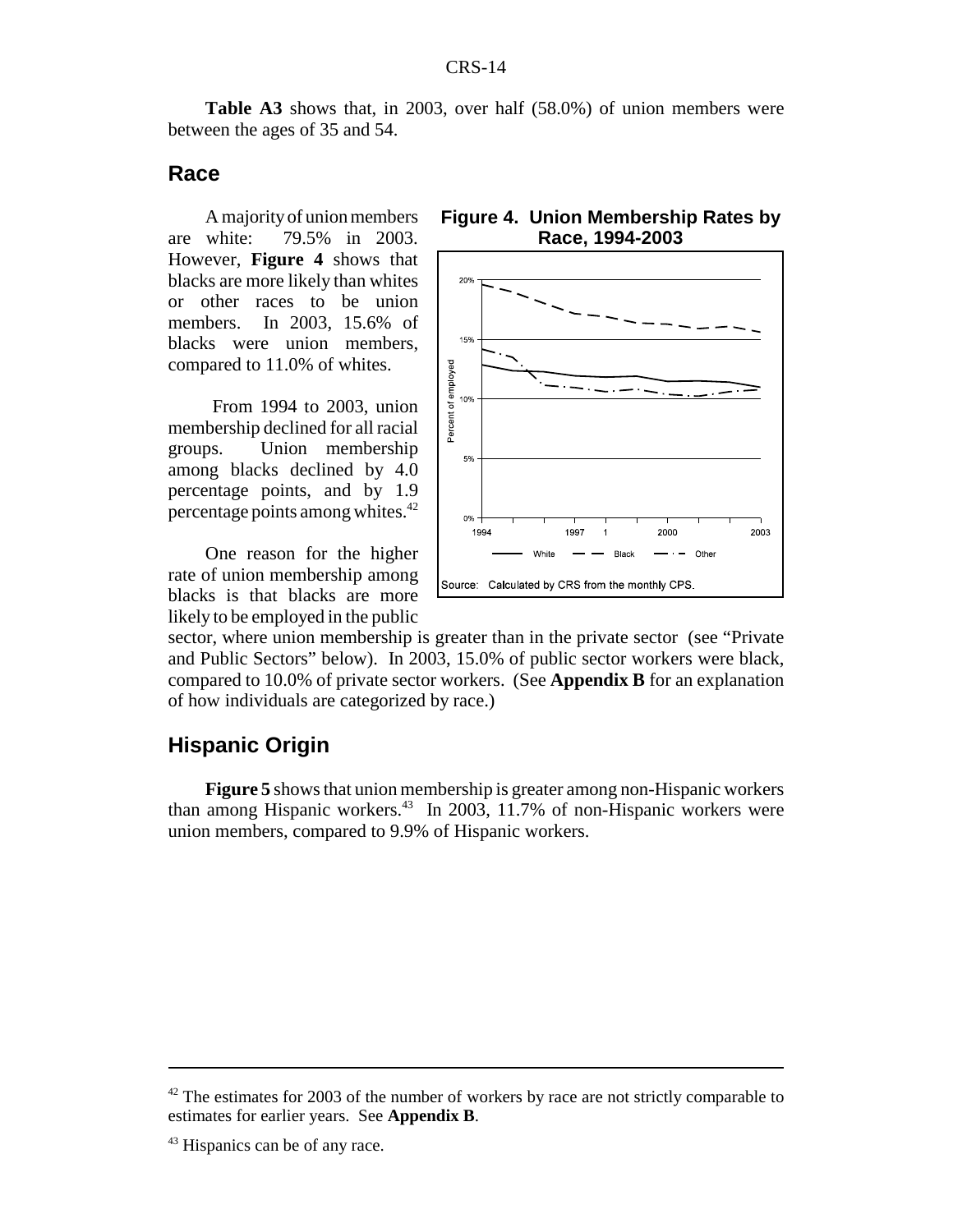**Table A3** shows that, in 2003, over half (58.0%) of union members were between the ages of 35 and 54.

## Race

A majority of union members are white: 79.5% in 2003. However, **Figure 4** shows that blacks are more likely than whites or other races to be union members. In 2003, 15.6% of blacks were union members, compared to 11.0% of whites.

From 1994 to 2003, union membership declined for all racial groups. Union membership among blacks declined by 4.0 percentage points, and by 1.9 percentage points among whites.[42]

**Figure 4. Union Membership Rates by Race, 1994-2003**

Source: Calculated by CRS from the monthly CPS.

One reason for the higher rate of union membership among blacks is that blacks are more likely to be employed in the public sector, where union membership is greater than in the private sector (see "Private and Public Sectors" below). In 2003, 15.0% of public sector workers were black, compared to 10.0% of private sector workers. (See **Appendix B** for an explanation of how individuals are categorized by race.)

## Hispanic Origin

**Figure 5** shows that union membership is greater among non-Hispanic workers than among Hispanic workers.[43] In 2003, 11.7% of non-Hispanic workers were union members, compared to 9.9% of Hispanic workers.

---

[42] The estimates for 2003 of the number of workers by race are not strictly comparable to estimates for earlier years. See **Appendix B**.

[43] Hispanics can be of any race.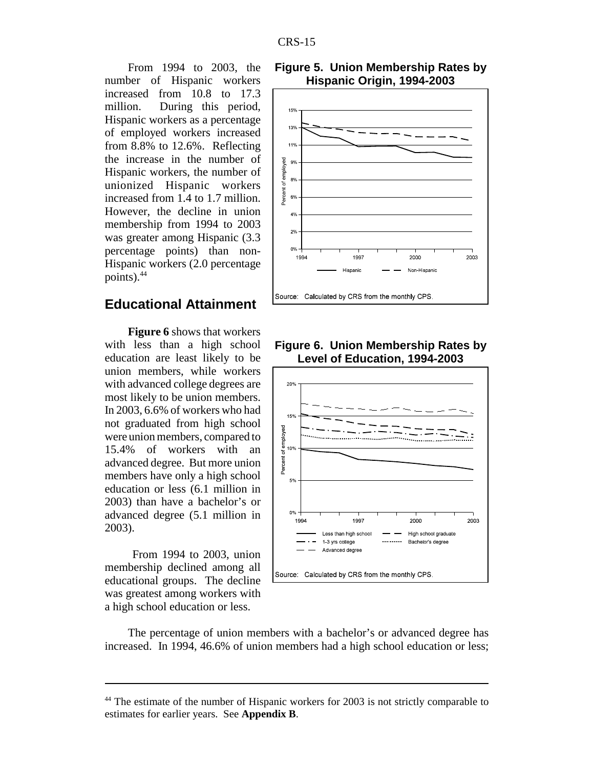From 1994 to 2003, the number of Hispanic workers increased from 10.8 to 17.3 million. During this period, Hispanic workers as a percentage of employed workers increased from 8.8% to 12.6%. Reflecting the increase in the number of Hispanic workers, the number of unionized Hispanic workers increased from 1.4 to 1.7 million. However, the decline in union membership from 1994 to 2003 was greater among Hispanic (3.3 percentage points) than non-Hispanic workers (2.0 percentage points).[44]

**Figure 5. Union Membership Rates by Hispanic Origin, 1994-2003**

Source: Calculated by CRS from the monthly CPS.

## Educational Attainment

**Figure 6** shows that workers with less than a high school education are least likely to be union members, while workers with advanced college degrees are most likely to be union members. In 2003, 6.6% of workers who had not graduated from high school were union members, compared to 15.4% of workers with an advanced degree. But more union members have only a high school education or less (6.1 million in 2003) than have a bachelor's or advanced degree (5.1 million in 2003).

From 1994 to 2003, union membership declined among all educational groups. The decline was greatest among workers with a high school education or less.

**Figure 6. Union Membership Rates by Level of Education, 1994-2003**

Source: Calculated by CRS from the monthly CPS.

The percentage of union members with a bachelor's or advanced degree has increased. In 1994, 46.6% of union members had a high school education or less;

---

[44] The estimate of the number of Hispanic workers for 2003 is not strictly comparable to estimates for earlier years. See **Appendix B**.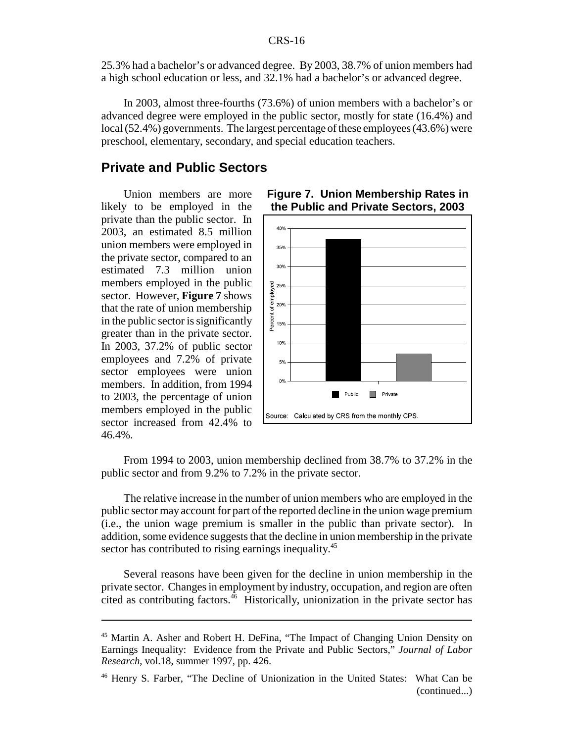25.3% had a bachelor's or advanced degree. By 2003, 38.7% of union members had a high school education or less, and 32.1% had a bachelor's or advanced degree.

In 2003, almost three-fourths (73.6%) of union members with a bachelor's or advanced degree were employed in the public sector, mostly for state (16.4%) and local (52.4%) governments. The largest percentage of these employees (43.6%) were preschool, elementary, secondary, and special education teachers.

## Private and Public Sectors

Union members are more likely to be employed in the private than the public sector. In 2003, an estimated 8.5 million union members were employed in the private sector, compared to an estimated 7.3 million union members employed in the public sector. However, **Figure 7** shows that the rate of union membership in the public sector is significantly greater than in the private sector. In 2003, 37.2% of public sector employees and 7.2% of private sector employees were union members. In addition, from 1994 to 2003, the percentage of union members employed in the public sector increased from 42.4% to 46.4%.

**Figure 7. Union Membership Rates in the Public and Private Sectors, 2003**

Source: Calculated by CRS from the monthly CPS.

From 1994 to 2003, union membership declined from 38.7% to 37.2% in the public sector and from 9.2% to 7.2% in the private sector.

The relative increase in the number of union members who are employed in the public sector may account for part of the reported decline in the union wage premium (i.e., the union wage premium is smaller in the public than private sector). In addition, some evidence suggests that the decline in union membership in the private sector has contributed to rising earnings inequality.[45]

Several reasons have been given for the decline in union membership in the private sector. Changes in employment by industry, occupation, and region are often cited as contributing factors.[46] Historically, unionization in the private sector has

---

[45] Martin A. Asher and Robert H. DeFina, "The Impact of Changing Union Density on Earnings Inequality: Evidence from the Private and Public Sectors," *Journal of Labor Research*, vol.18, summer 1997, pp. 426.

[46] Henry S. Farber, "The Decline of Unionization in the United States: What Can be (continued...)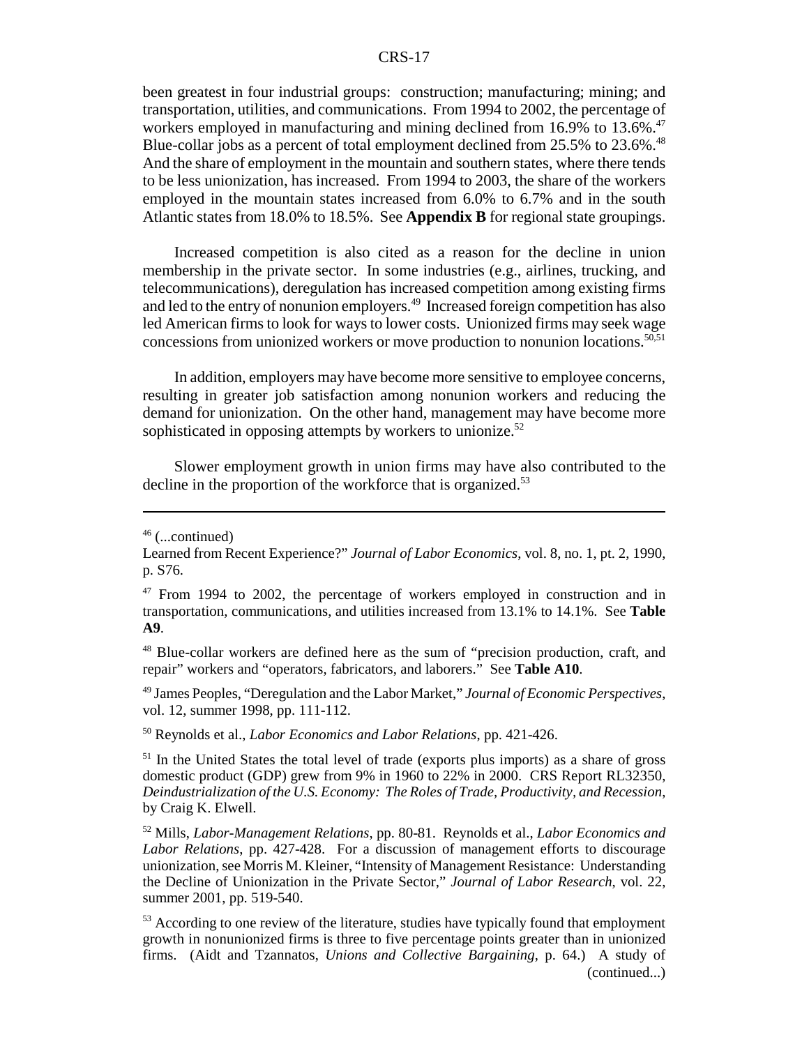been greatest in four industrial groups: construction; manufacturing; mining; and transportation, utilities, and communications. From 1994 to 2002, the percentage of workers employed in manufacturing and mining declined from 16.9% to 13.6%.[47] Blue-collar jobs as a percent of total employment declined from 25.5% to 23.6%.[48] And the share of employment in the mountain and southern states, where there tends to be less unionization, has increased. From 1994 to 2003, the share of the workers employed in the mountain states increased from 6.0% to 6.7% and in the south Atlantic states from 18.0% to 18.5%. See **Appendix B** for regional state groupings.

Increased competition is also cited as a reason for the decline in union membership in the private sector. In some industries (e.g., airlines, trucking, and telecommunications), deregulation has increased competition among existing firms and led to the entry of nonunion employers.[49] Increased foreign competition has also led American firms to look for ways to lower costs. Unionized firms may seek wage concessions from unionized workers or move production to nonunion locations.[50,51]

In addition, employers may have become more sensitive to employee concerns, resulting in greater job satisfaction among nonunion workers and reducing the demand for unionization. On the other hand, management may have become more sophisticated in opposing attempts by workers to unionize.[52]

Slower employment growth in union firms may have also contributed to the decline in the proportion of the workforce that is organized.[53]

---

[46] (...continued)
Learned from Recent Experience?" *Journal of Labor Economics*, vol. 8, no. 1, pt. 2, 1990, p. S76.

[47] From 1994 to 2002, the percentage of workers employed in construction and in transportation, communications, and utilities increased from 13.1% to 14.1%. See **Table A9**.

[48] Blue-collar workers are defined here as the sum of "precision production, craft, and repair" workers and "operators, fabricators, and laborers." See **Table A10**.

[49] James Peoples, "Deregulation and the Labor Market," *Journal of Economic Perspectives*, vol. 12, summer 1998, pp. 111-112.

[50] Reynolds et al., *Labor Economics and Labor Relations*, pp. 421-426.

[51] In the United States the total level of trade (exports plus imports) as a share of gross domestic product (GDP) grew from 9% in 1960 to 22% in 2000. CRS Report RL32350, *Deindustrialization of the U.S. Economy: The Roles of Trade, Productivity, and Recession*, by Craig K. Elwell.

[52] Mills, *Labor-Management Relations*, pp. 80-81. Reynolds et al., *Labor Economics and Labor Relations*, pp. 427-428. For a discussion of management efforts to discourage unionization, see Morris M. Kleiner, "Intensity of Management Resistance: Understanding the Decline of Unionization in the Private Sector," *Journal of Labor Research*, vol. 22, summer 2001, pp. 519-540.

[53] According to one review of the literature, studies have typically found that employment growth in nonunionized firms is three to five percentage points greater than in unionized firms. (Aidt and Tzannatos, *Unions and Collective Bargaining*, p. 64.) A study of (continued...)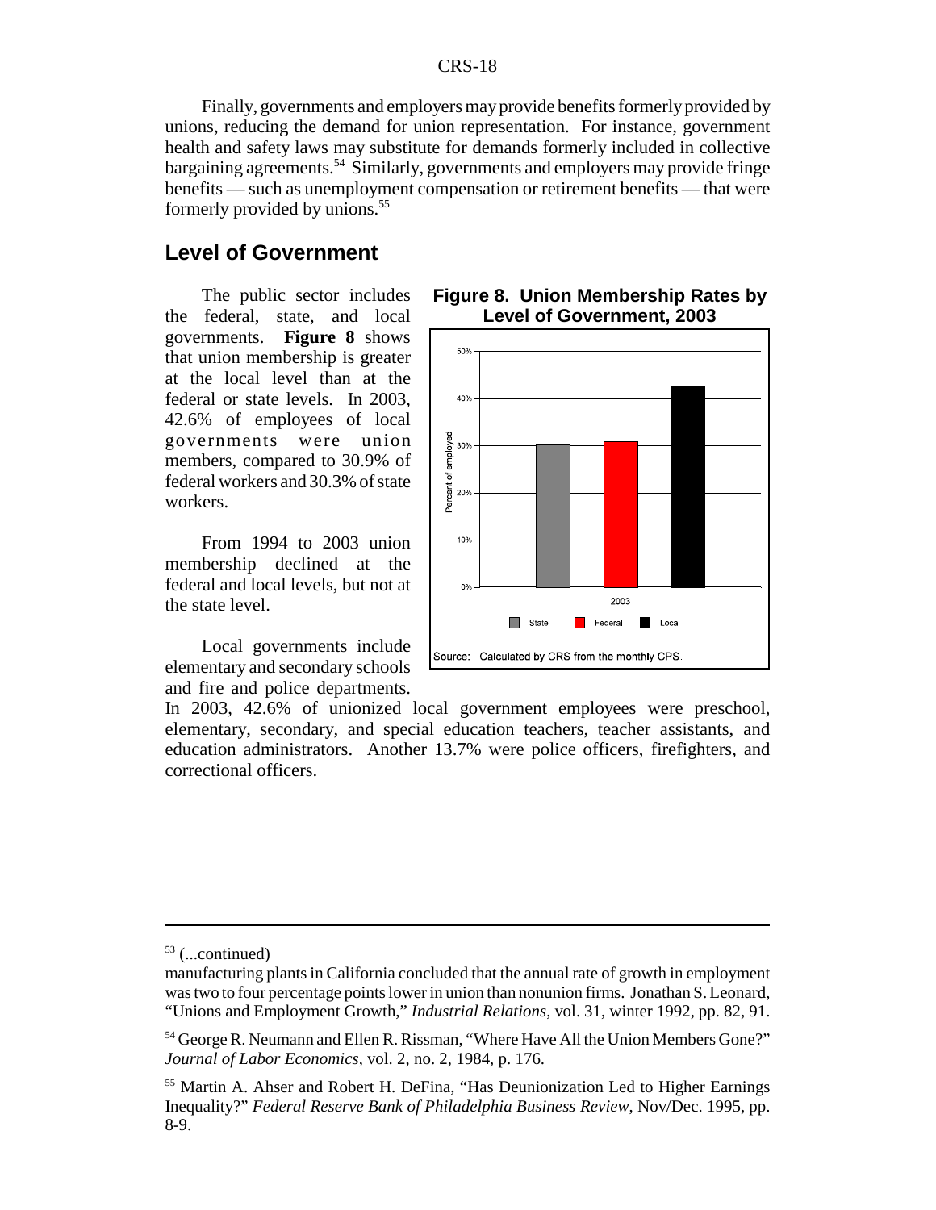Finally, governments and employers may provide benefits formerly provided by unions, reducing the demand for union representation. For instance, government health and safety laws may substitute for demands formerly included in collective bargaining agreements.[54] Similarly, governments and employers may provide fringe benefits — such as unemployment compensation or retirement benefits — that were formerly provided by unions.[55]

## Level of Government

The public sector includes the federal, state, and local governments. **Figure 8** shows that union membership is greater at the local level than at the federal or state levels. In 2003, 42.6% of employees of local governments were union members, compared to 30.9% of federal workers and 30.3% of state workers.

**Figure 8. Union Membership Rates by Level of Government, 2003**

Source: Calculated by CRS from the monthly CPS.

From 1994 to 2003 union membership declined at the federal and local levels, but not at the state level.

Local governments include elementary and secondary schools and fire and police departments. In 2003, 42.6% of unionized local government employees were preschool, elementary, secondary, and special education teachers, teacher assistants, and education administrators. Another 13.7% were police officers, firefighters, and correctional officers.

---

[53] (...continued)
manufacturing plants in California concluded that the annual rate of growth in employment was two to four percentage points lower in union than nonunion firms. Jonathan S. Leonard, "Unions and Employment Growth," *Industrial Relations*, vol. 31, winter 1992, pp. 82, 91.

[54] George R. Neumann and Ellen R. Rissman, "Where Have All the Union Members Gone?" *Journal of Labor Economics*, vol. 2, no. 2, 1984, p. 176.

[55] Martin A. Ahser and Robert H. DeFina, "Has Deunionization Led to Higher Earnings Inequality?" *Federal Reserve Bank of Philadelphia Business Review*, Nov/Dec. 1995, pp. 8-9.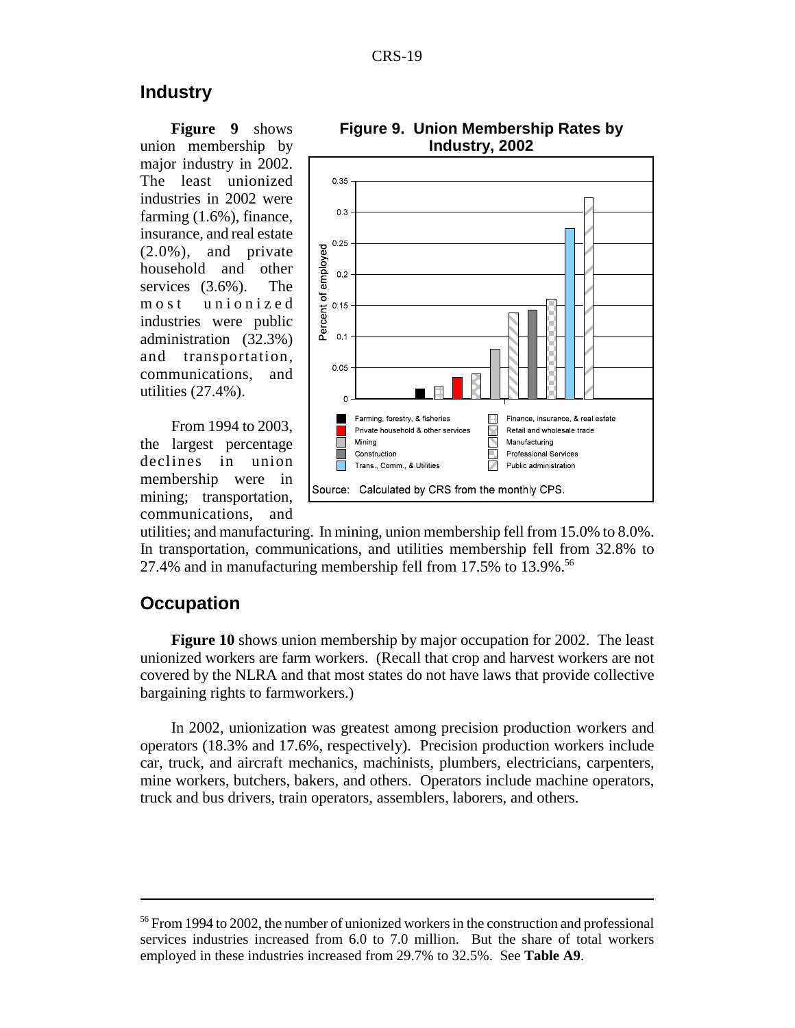## Industry

**Figure 9** shows union membership by major industry in 2002. The least unionized industries in 2002 were farming (1.6%), finance, insurance, and real estate (2.0%), and private household and other services (3.6%). The most unionized industries were public administration (32.3%) and transportation, communications, and utilities (27.4%).

**Figure 9. Union Membership Rates by Industry, 2002**

Farming, forestry, & fisheries; Private household & other services; Mining; Construction; Trans., Comm., & Utilities; Finance, insurance, & real estate; Retail and wholesale trade; Manufacturing; Professional Services; Public administration

Source: Calculated by CRS from the monthly CPS.

From 1994 to 2003, the largest percentage declines in union membership were in mining; transportation, communications, and utilities; and manufacturing. In mining, union membership fell from 15.0% to 8.0%. In transportation, communications, and utilities membership fell from 32.8% to 27.4% and in manufacturing membership fell from 17.5% to 13.9%.[56]

## Occupation

**Figure 10** shows union membership by major occupation for 2002. The least unionized workers are farm workers. (Recall that crop and harvest workers are not covered by the NLRA and that most states do not have laws that provide collective bargaining rights to farmworkers.)

In 2002, unionization was greatest among precision production workers and operators (18.3% and 17.6%, respectively). Precision production workers include car, truck, and aircraft mechanics, machinists, plumbers, electricians, carpenters, mine workers, butchers, bakers, and others. Operators include machine operators, truck and bus drivers, train operators, assemblers, laborers, and others.

---

[56] From 1994 to 2002, the number of unionized workers in the construction and professional services industries increased from 6.0 to 7.0 million. But the share of total workers employed in these industries increased from 29.7% to 32.5%. See **Table A9**.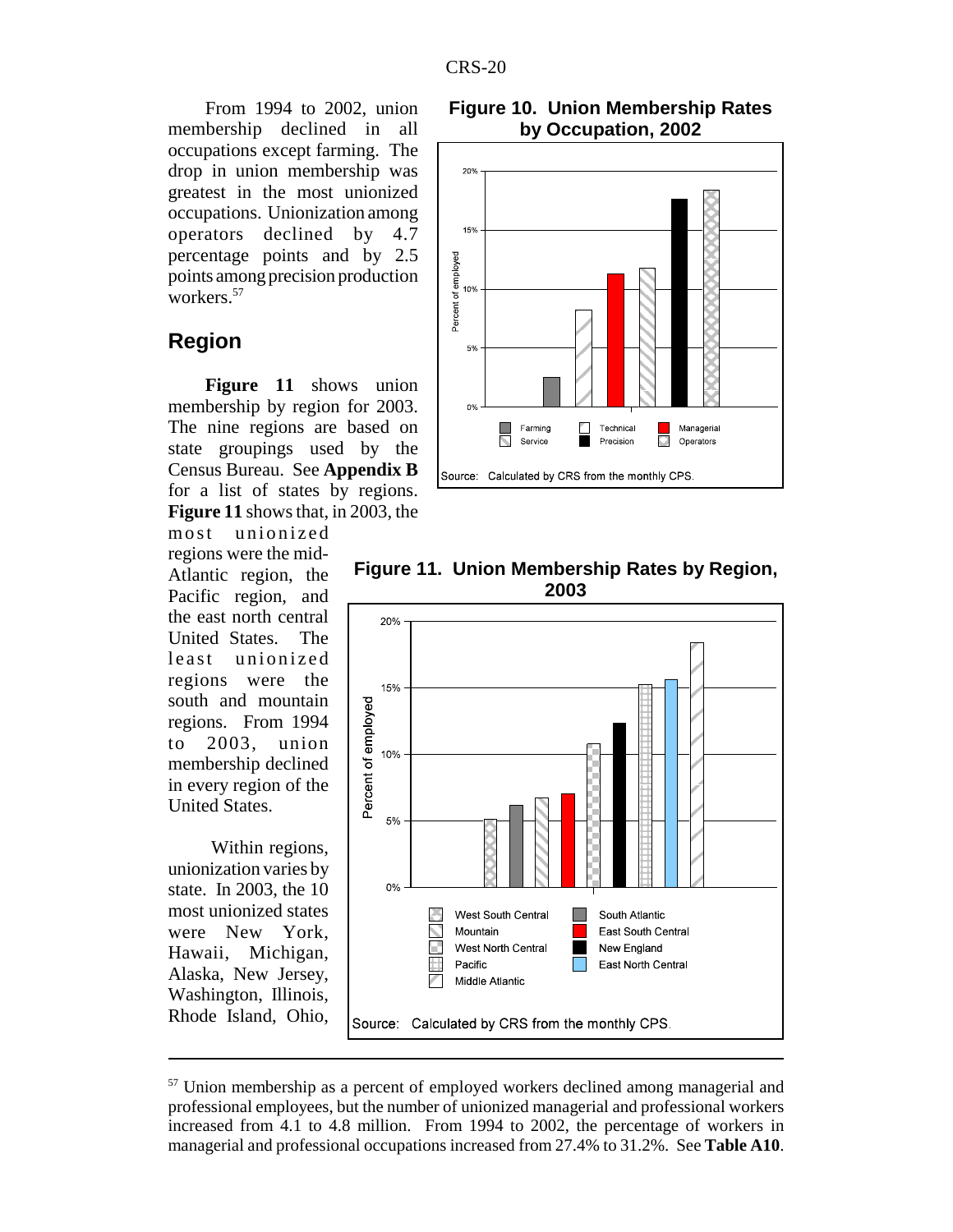From 1994 to 2002, union membership declined in all occupations except farming. The drop in union membership was greatest in the most unionized occupations. Unionization among operators declined by 4.7 percentage points and by 2.5 points among precision production workers.[57]

**Figure 10. Union Membership Rates by Occupation, 2002**

Source: Calculated by CRS from the monthly CPS.

## Region

**Figure 11** shows union membership by region for 2003. The nine regions are based on state groupings used by the Census Bureau. See **Appendix B** for a list of states by regions. **Figure 11** shows that, in 2003, the most unionized regions were the mid-Atlantic region, the Pacific region, and the east north central United States. The least unionized regions were the south and mountain regions. From 1994 to 2003, union membership declined in every region of the United States.

Within regions, unionization varies by state. In 2003, the 10 most unionized states were New York, Hawaii, Michigan, Alaska, New Jersey, Washington, Illinois, Rhode Island, Ohio,

**Figure 11. Union Membership Rates by Region, 2003**

Source: Calculated by CRS from the monthly CPS.

---

[57] Union membership as a percent of employed workers declined among managerial and professional employees, but the number of unionized managerial and professional workers increased from 4.1 to 4.8 million. From 1994 to 2002, the percentage of workers in managerial and professional occupations increased from 27.4% to 31.2%. See **Table A10**.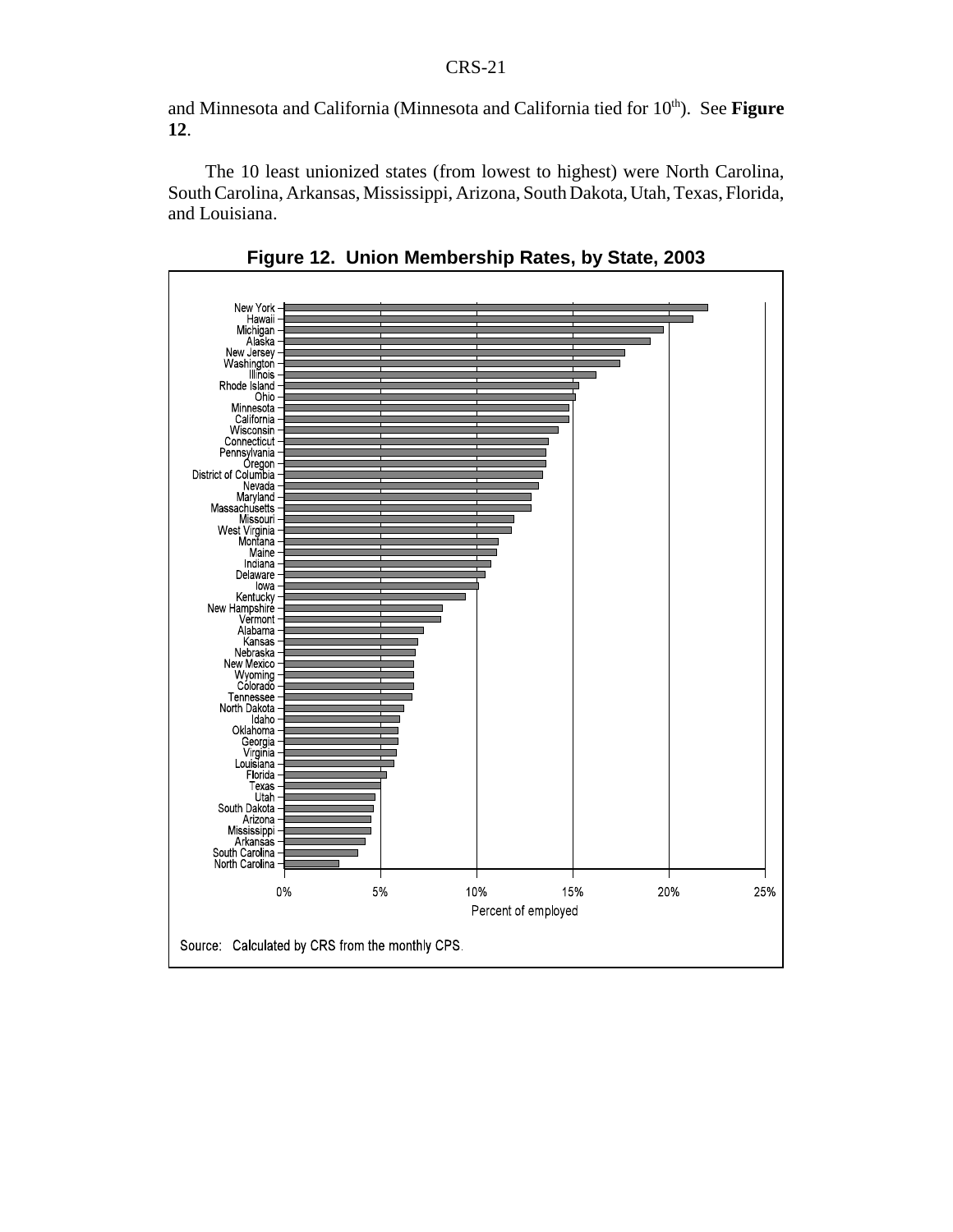and Minnesota and California (Minnesota and California tied for 10th). See **Figure 12**.

The 10 least unionized states (from lowest to highest) were North Carolina, South Carolina, Arkansas, Mississippi, Arizona, South Dakota, Utah, Texas, Florida, and Louisiana.

**Figure 12. Union Membership Rates, by State, 2003**

Source: Calculated by CRS from the monthly CPS.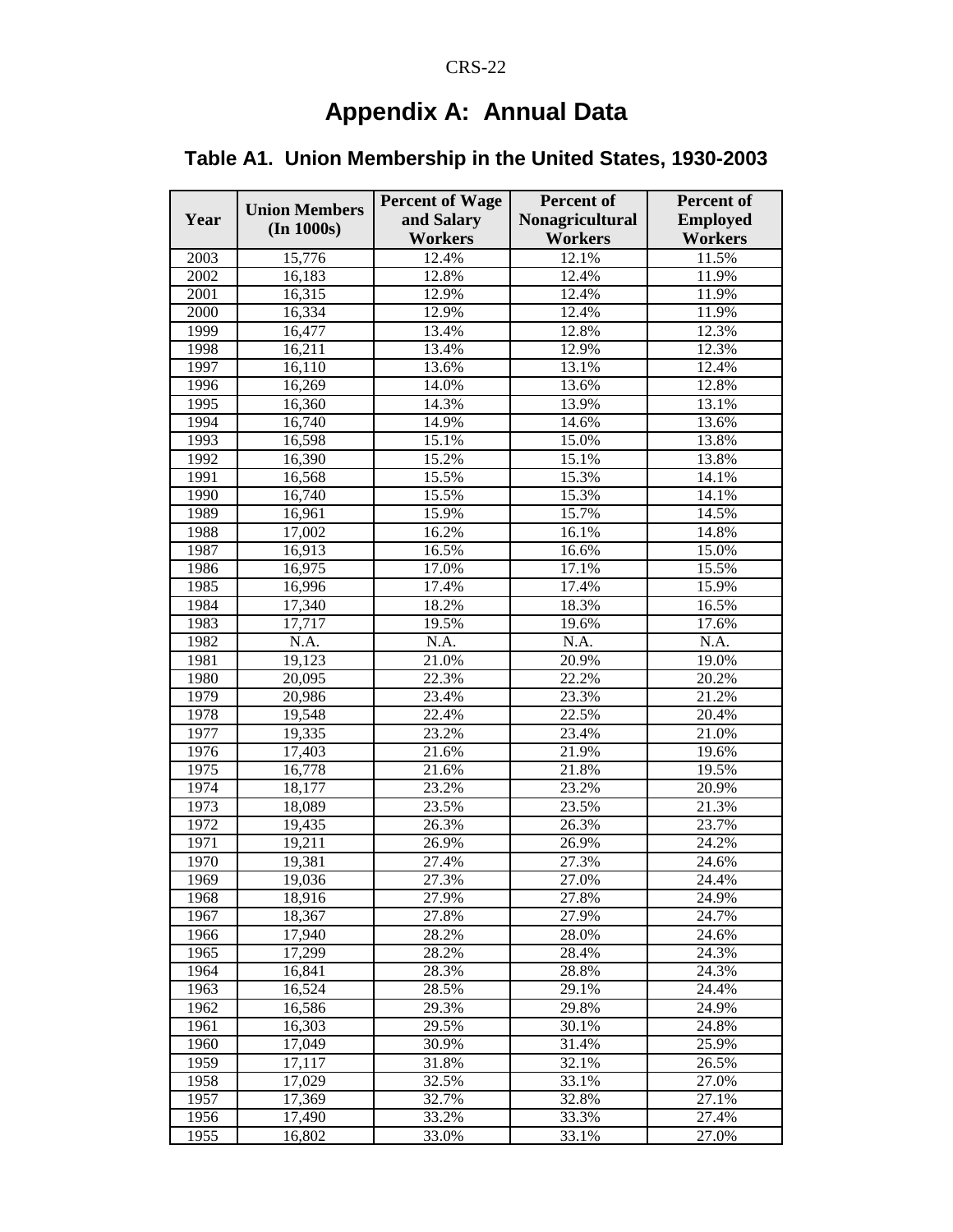# Appendix A: Annual Data

## Table A1. Union Membership in the United States, 1930-2003

| Year | Union Members (In 1000s) | Percent of Wage and Salary Workers | Percent of Nonagricultural Workers | Percent of Employed Workers |
|---|---|---|---|---|
| 2003 | 15,776 | 12.4% | 12.1% | 11.5% |
| 2002 | 16,183 | 12.8% | 12.4% | 11.9% |
| 2001 | 16,315 | 12.9% | 12.4% | 11.9% |
| 2000 | 16,334 | 12.9% | 12.4% | 11.9% |
| 1999 | 16,477 | 13.4% | 12.8% | 12.3% |
| 1998 | 16,211 | 13.4% | 12.9% | 12.3% |
| 1997 | 16,110 | 13.6% | 13.1% | 12.4% |
| 1996 | 16,269 | 14.0% | 13.6% | 12.8% |
| 1995 | 16,360 | 14.3% | 13.9% | 13.1% |
| 1994 | 16,740 | 14.9% | 14.6% | 13.6% |
| 1993 | 16,598 | 15.1% | 15.0% | 13.8% |
| 1992 | 16,390 | 15.2% | 15.1% | 13.8% |
| 1991 | 16,568 | 15.5% | 15.3% | 14.1% |
| 1990 | 16,740 | 15.5% | 15.3% | 14.1% |
| 1989 | 16,961 | 15.9% | 15.7% | 14.5% |
| 1988 | 17,002 | 16.2% | 16.1% | 14.8% |
| 1987 | 16,913 | 16.5% | 16.6% | 15.0% |
| 1986 | 16,975 | 17.0% | 17.1% | 15.5% |
| 1985 | 16,996 | 17.4% | 17.4% | 15.9% |
| 1984 | 17,340 | 18.2% | 18.3% | 16.5% |
| 1983 | 17,717 | 19.5% | 19.6% | 17.6% |
| 1982 | N.A. | N.A. | N.A. | N.A. |
| 1981 | 19,123 | 21.0% | 20.9% | 19.0% |
| 1980 | 20,095 | 22.3% | 22.2% | 20.2% |
| 1979 | 20,986 | 23.4% | 23.3% | 21.2% |
| 1978 | 19,548 | 22.4% | 22.5% | 20.4% |
| 1977 | 19,335 | 23.2% | 23.4% | 21.0% |
| 1976 | 17,403 | 21.6% | 21.9% | 19.6% |
| 1975 | 16,778 | 21.6% | 21.8% | 19.5% |
| 1974 | 18,177 | 23.2% | 23.2% | 20.9% |
| 1973 | 18,089 | 23.5% | 23.5% | 21.3% |
| 1972 | 19,435 | 26.3% | 26.3% | 23.7% |
| 1971 | 19,211 | 26.9% | 26.9% | 24.2% |
| 1970 | 19,381 | 27.4% | 27.3% | 24.6% |
| 1969 | 19,036 | 27.3% | 27.0% | 24.4% |
| 1968 | 18,916 | 27.9% | 27.8% | 24.9% |
| 1967 | 18,367 | 27.8% | 27.9% | 24.7% |
| 1966 | 17,940 | 28.2% | 28.0% | 24.6% |
| 1965 | 17,299 | 28.2% | 28.4% | 24.3% |
| 1964 | 16,841 | 28.3% | 28.8% | 24.3% |
| 1963 | 16,524 | 28.5% | 29.1% | 24.4% |
| 1962 | 16,586 | 29.3% | 29.8% | 24.9% |
| 1961 | 16,303 | 29.5% | 30.1% | 24.8% |
| 1960 | 17,049 | 30.9% | 31.4% | 25.9% |
| 1959 | 17,117 | 31.8% | 32.1% | 26.5% |
| 1958 | 17,029 | 32.5% | 33.1% | 27.0% |
| 1957 | 17,369 | 32.7% | 32.8% | 27.1% |
| 1956 | 17,490 | 33.2% | 33.3% | 27.4% |
| 1955 | 16,802 | 33.0% | 33.1% | 27.0% |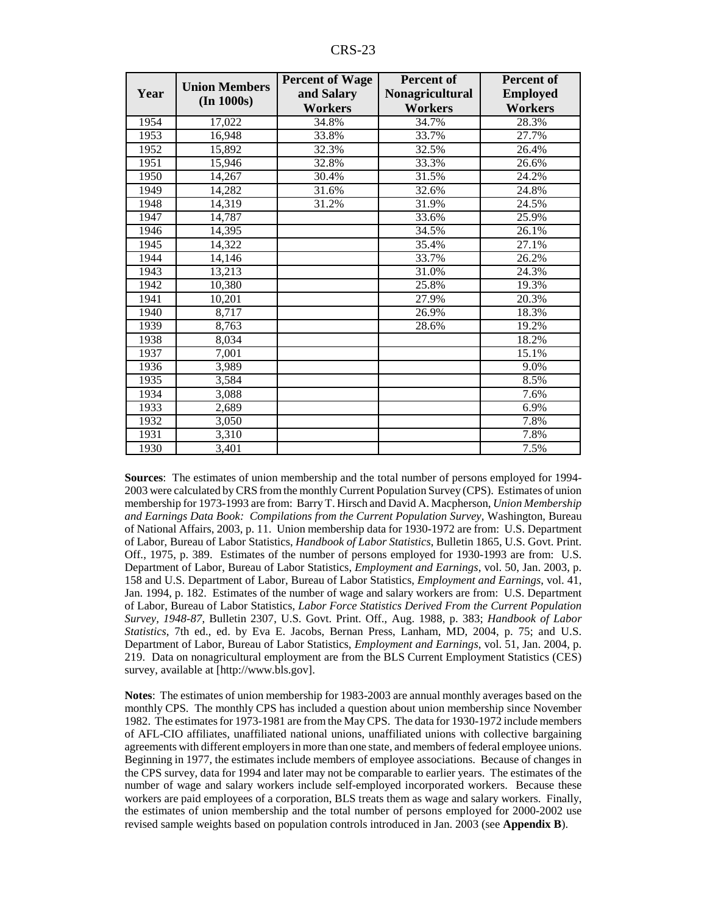| Year | Union Members (In 1000s) | Percent of Wage and Salary Workers | Percent of Nonagricultural Workers | Percent of Employed Workers |
|---|---|---|---|---|
| 1954 | 17,022 | 34.8% | 34.7% | 28.3% |
| 1953 | 16,948 | 33.8% | 33.7% | 27.7% |
| 1952 | 15,892 | 32.3% | 32.5% | 26.4% |
| 1951 | 15,946 | 32.8% | 33.3% | 26.6% |
| 1950 | 14,267 | 30.4% | 31.5% | 24.2% |
| 1949 | 14,282 | 31.6% | 32.6% | 24.8% |
| 1948 | 14,319 | 31.2% | 31.9% | 24.5% |
| 1947 | 14,787 | | 33.6% | 25.9% |
| 1946 | 14,395 | | 34.5% | 26.1% |
| 1945 | 14,322 | | 35.4% | 27.1% |
| 1944 | 14,146 | | 33.7% | 26.2% |
| 1943 | 13,213 | | 31.0% | 24.3% |
| 1942 | 10,380 | | 25.8% | 19.3% |
| 1941 | 10,201 | | 27.9% | 20.3% |
| 1940 | 8,717 | | 26.9% | 18.3% |
| 1939 | 8,763 | | 28.6% | 19.2% |
| 1938 | 8,034 | | | 18.2% |
| 1937 | 7,001 | | | 15.1% |
| 1936 | 3,989 | | | 9.0% |
| 1935 | 3,584 | | | 8.5% |
| 1934 | 3,088 | | | 7.6% |
| 1933 | 2,689 | | | 6.9% |
| 1932 | 3,050 | | | 7.8% |
| 1931 | 3,310 | | | 7.8% |
| 1930 | 3,401 | | | 7.5% |

**Sources**: The estimates of union membership and the total number of persons employed for 1994-2003 were calculated by CRS from the monthly Current Population Survey (CPS). Estimates of union membership for 1973-1993 are from: Barry T. Hirsch and David A. Macpherson, *Union Membership and Earnings Data Book: Compilations from the Current Population Survey*, Washington, Bureau of National Affairs, 2003, p. 11. Union membership data for 1930-1972 are from: U.S. Department of Labor, Bureau of Labor Statistics, *Handbook of Labor Statistics*, Bulletin 1865, U.S. Govt. Print. Off., 1975, p. 389. Estimates of the number of persons employed for 1930-1993 are from: U.S. Department of Labor, Bureau of Labor Statistics, *Employment and Earnings*, vol. 50, Jan. 2003, p. 158 and U.S. Department of Labor, Bureau of Labor Statistics, *Employment and Earnings*, vol. 41, Jan. 1994, p. 182. Estimates of the number of wage and salary workers are from: U.S. Department of Labor, Bureau of Labor Statistics, *Labor Force Statistics Derived From the Current Population Survey, 1948-87*, Bulletin 2307, U.S. Govt. Print. Off., Aug. 1988, p. 383; *Handbook of Labor Statistics*, 7th ed., ed. by Eva E. Jacobs, Bernan Press, Lanham, MD, 2004, p. 75; and U.S. Department of Labor, Bureau of Labor Statistics, *Employment and Earnings*, vol. 51, Jan. 2004, p. 219. Data on nonagricultural employment are from the BLS Current Employment Statistics (CES) survey, available at [http://www.bls.gov].

**Notes**: The estimates of union membership for 1983-2003 are annual monthly averages based on the monthly CPS. The monthly CPS has included a question about union membership since November 1982. The estimates for 1973-1981 are from the May CPS. The data for 1930-1972 include members of AFL-CIO affiliates, unaffiliated national unions, unaffiliated unions with collective bargaining agreements with different employers in more than one state, and members of federal employee unions. Beginning in 1977, the estimates include members of employee associations. Because of changes in the CPS survey, data for 1994 and later may not be comparable to earlier years. The estimates of the number of wage and salary workers include self-employed incorporated workers. Because these workers are paid employees of a corporation, BLS treats them as wage and salary workers. Finally, the estimates of union membership and the total number of persons employed for 2000-2002 use revised sample weights based on population controls introduced in Jan. 2003 (see **Appendix B**).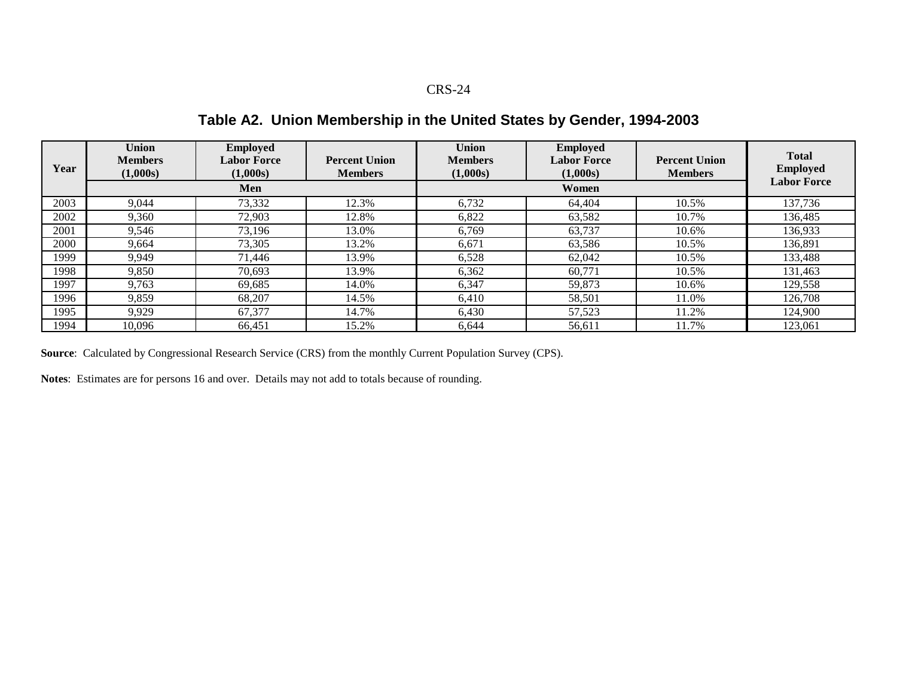## Table A2. Union Membership in the United States by Gender, 1994-2003

| Year | Union Members (1,000s) | Employed Labor Force (1,000s) | Percent Union Members | Union Members (1,000s) | Employed Labor Force (1,000s) | Percent Union Members | Total Employed Labor Force |
|---|---|---|---|---|---|---|---|
| | Men | | | Women | | | |
| 2003 | 9,044 | 73,332 | 12.3% | 6,732 | 64,404 | 10.5% | 137,736 |
| 2002 | 9,360 | 72,903 | 12.8% | 6,822 | 63,582 | 10.7% | 136,485 |
| 2001 | 9,546 | 73,196 | 13.0% | 6,769 | 63,737 | 10.6% | 136,933 |
| 2000 | 9,664 | 73,305 | 13.2% | 6,671 | 63,586 | 10.5% | 136,891 |
| 1999 | 9,949 | 71,446 | 13.9% | 6,528 | 62,042 | 10.5% | 133,488 |
| 1998 | 9,850 | 70,693 | 13.9% | 6,362 | 60,771 | 10.5% | 131,463 |
| 1997 | 9,763 | 69,685 | 14.0% | 6,347 | 59,873 | 10.6% | 129,558 |
| 1996 | 9,859 | 68,207 | 14.5% | 6,410 | 58,501 | 11.0% | 126,708 |
| 1995 | 9,929 | 67,377 | 14.7% | 6,430 | 57,523 | 11.2% | 124,900 |
| 1994 | 10,096 | 66,451 | 15.2% | 6,644 | 56,611 | 11.7% | 123,061 |

**Source**: Calculated by Congressional Research Service (CRS) from the monthly Current Population Survey (CPS).

**Notes**: Estimates are for persons 16 and over. Details may not add to totals because of rounding.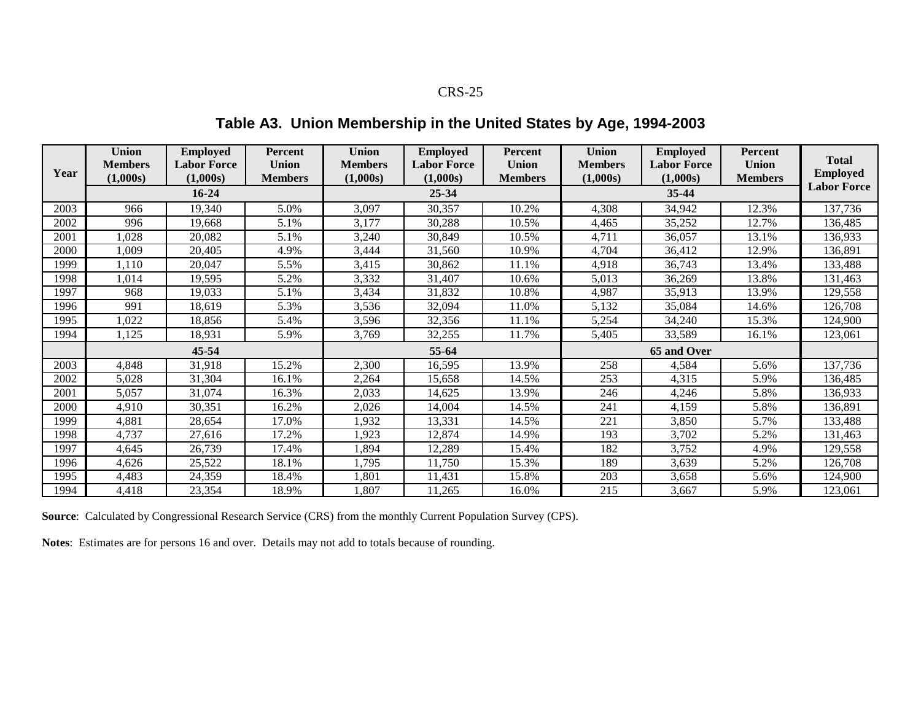## Table A3. Union Membership in the United States by Age, 1994-2003

| Year | Union Members (1,000s) | Employed Labor Force (1,000s) | Percent Union Members | Union Members (1,000s) | Employed Labor Force (1,000s) | Percent Union Members | Union Members (1,000s) | Employed Labor Force (1,000s) | Percent Union Members | Total Employed Labor Force |
|---|---|---|---|---|---|---|---|---|---|---|
| | 16-24 | | | 25-34 | | | 35-44 | | | |
| 2003 | 966 | 19,340 | 5.0% | 3,097 | 30,357 | 10.2% | 4,308 | 34,942 | 12.3% | 137,736 |
| 2002 | 996 | 19,668 | 5.1% | 3,177 | 30,288 | 10.5% | 4,465 | 35,252 | 12.7% | 136,485 |
| 2001 | 1,028 | 20,082 | 5.1% | 3,240 | 30,849 | 10.5% | 4,711 | 36,057 | 13.1% | 136,933 |
| 2000 | 1,009 | 20,405 | 4.9% | 3,444 | 31,560 | 10.9% | 4,704 | 36,412 | 12.9% | 136,891 |
| 1999 | 1,110 | 20,047 | 5.5% | 3,415 | 30,862 | 11.1% | 4,918 | 36,743 | 13.4% | 133,488 |
| 1998 | 1,014 | 19,595 | 5.2% | 3,332 | 31,407 | 10.6% | 5,013 | 36,269 | 13.8% | 131,463 |
| 1997 | 968 | 19,033 | 5.1% | 3,434 | 31,832 | 10.8% | 4,987 | 35,913 | 13.9% | 129,558 |
| 1996 | 991 | 18,619 | 5.3% | 3,536 | 32,094 | 11.0% | 5,132 | 35,084 | 14.6% | 126,708 |
| 1995 | 1,022 | 18,856 | 5.4% | 3,596 | 32,356 | 11.1% | 5,254 | 34,240 | 15.3% | 124,900 |
| 1994 | 1,125 | 18,931 | 5.9% | 3,769 | 32,255 | 11.7% | 5,405 | 33,589 | 16.1% | 123,061 |
| | 45-54 | | | 55-64 | | | 65 and Over | | | |
| 2003 | 4,848 | 31,918 | 15.2% | 2,300 | 16,595 | 13.9% | 258 | 4,584 | 5.6% | 137,736 |
| 2002 | 5,028 | 31,304 | 16.1% | 2,264 | 15,658 | 14.5% | 253 | 4,315 | 5.9% | 136,485 |
| 2001 | 5,057 | 31,074 | 16.3% | 2,033 | 14,625 | 13.9% | 246 | 4,246 | 5.8% | 136,933 |
| 2000 | 4,910 | 30,351 | 16.2% | 2,026 | 14,004 | 14.5% | 241 | 4,159 | 5.8% | 136,891 |
| 1999 | 4,881 | 28,654 | 17.0% | 1,932 | 13,331 | 14.5% | 221 | 3,850 | 5.7% | 133,488 |
| 1998 | 4,737 | 27,616 | 17.2% | 1,923 | 12,874 | 14.9% | 193 | 3,702 | 5.2% | 131,463 |
| 1997 | 4,645 | 26,739 | 17.4% | 1,894 | 12,289 | 15.4% | 182 | 3,752 | 4.9% | 129,558 |
| 1996 | 4,626 | 25,522 | 18.1% | 1,795 | 11,750 | 15.3% | 189 | 3,639 | 5.2% | 126,708 |
| 1995 | 4,483 | 24,359 | 18.4% | 1,801 | 11,431 | 15.8% | 203 | 3,658 | 5.6% | 124,900 |
| 1994 | 4,418 | 23,354 | 18.9% | 1,807 | 11,265 | 16.0% | 215 | 3,667 | 5.9% | 123,061 |

**Source**: Calculated by Congressional Research Service (CRS) from the monthly Current Population Survey (CPS).

**Notes**: Estimates are for persons 16 and over. Details may not add to totals because of rounding.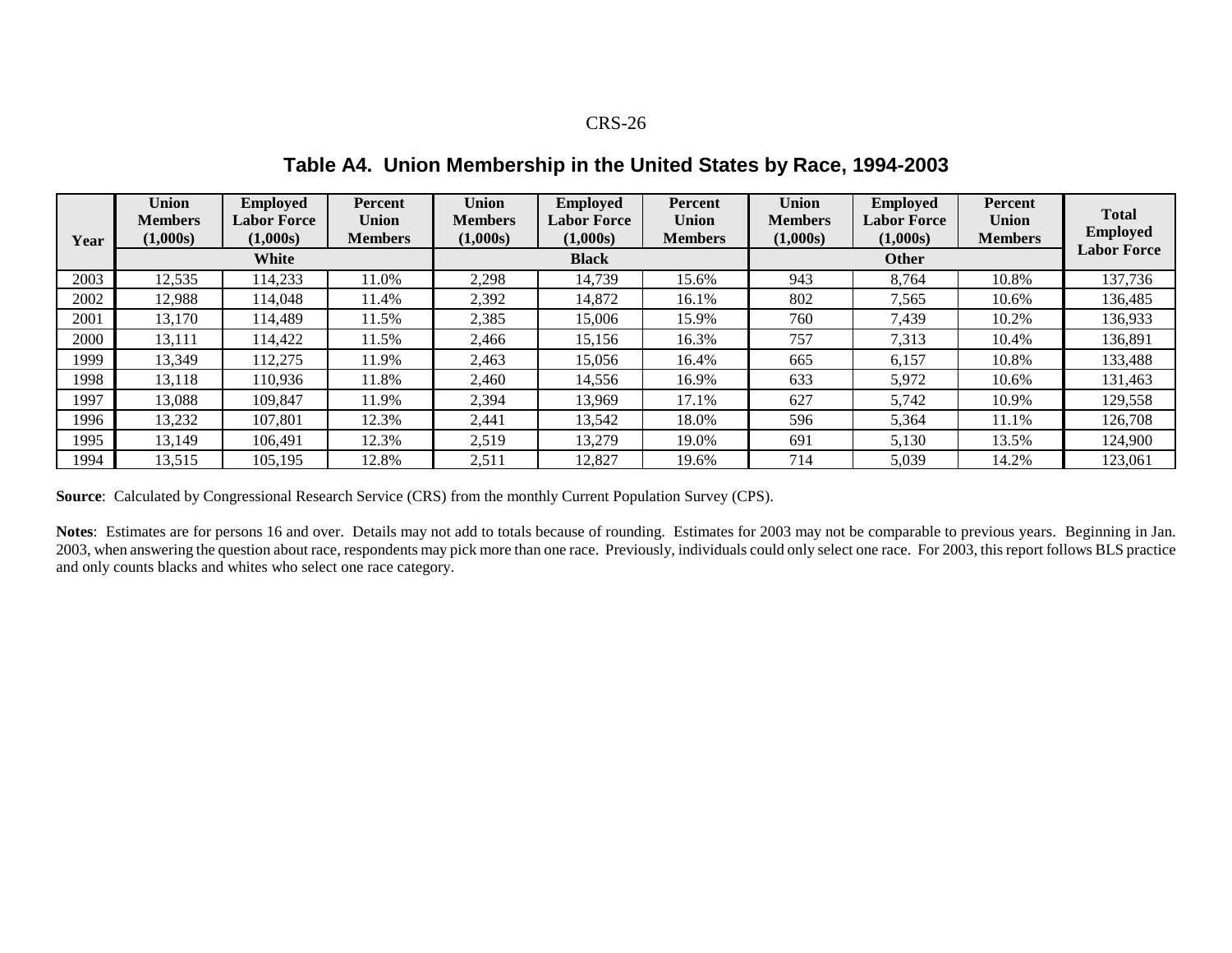## Table A4. Union Membership in the United States by Race, 1994-2003

| Year | Union Members (1,000s) | Employed Labor Force (1,000s) | Percent Union Members | Union Members (1,000s) | Employed Labor Force (1,000s) | Percent Union Members | Union Members (1,000s) | Employed Labor Force (1,000s) | Percent Union Members | Total Employed Labor Force |
|---|---|---|---|---|---|---|---|---|---|---|
| | White | | | Black | | | Other | | | |
| 2003 | 12,535 | 114,233 | 11.0% | 2,298 | 14,739 | 15.6% | 943 | 8,764 | 10.8% | 137,736 |
| 2002 | 12,988 | 114,048 | 11.4% | 2,392 | 14,872 | 16.1% | 802 | 7,565 | 10.6% | 136,485 |
| 2001 | 13,170 | 114,489 | 11.5% | 2,385 | 15,006 | 15.9% | 760 | 7,439 | 10.2% | 136,933 |
| 2000 | 13,111 | 114,422 | 11.5% | 2,466 | 15,156 | 16.3% | 757 | 7,313 | 10.4% | 136,891 |
| 1999 | 13,349 | 112,275 | 11.9% | 2,463 | 15,056 | 16.4% | 665 | 6,157 | 10.8% | 133,488 |
| 1998 | 13,118 | 110,936 | 11.8% | 2,460 | 14,556 | 16.9% | 633 | 5,972 | 10.6% | 131,463 |
| 1997 | 13,088 | 109,847 | 11.9% | 2,394 | 13,969 | 17.1% | 627 | 5,742 | 10.9% | 129,558 |
| 1996 | 13,232 | 107,801 | 12.3% | 2,441 | 13,542 | 18.0% | 596 | 5,364 | 11.1% | 126,708 |
| 1995 | 13,149 | 106,491 | 12.3% | 2,519 | 13,279 | 19.0% | 691 | 5,130 | 13.5% | 124,900 |
| 1994 | 13,515 | 105,195 | 12.8% | 2,511 | 12,827 | 19.6% | 714 | 5,039 | 14.2% | 123,061 |

**Source**: Calculated by Congressional Research Service (CRS) from the monthly Current Population Survey (CPS).

**Notes**: Estimates are for persons 16 and over. Details may not add to totals because of rounding. Estimates for 2003 may not be comparable to previous years. Beginning in Jan. 2003, when answering the question about race, respondents may pick more than one race. Previously, individuals could only select one race. For 2003, this report follows BLS practice and only counts blacks and whites who select one race category.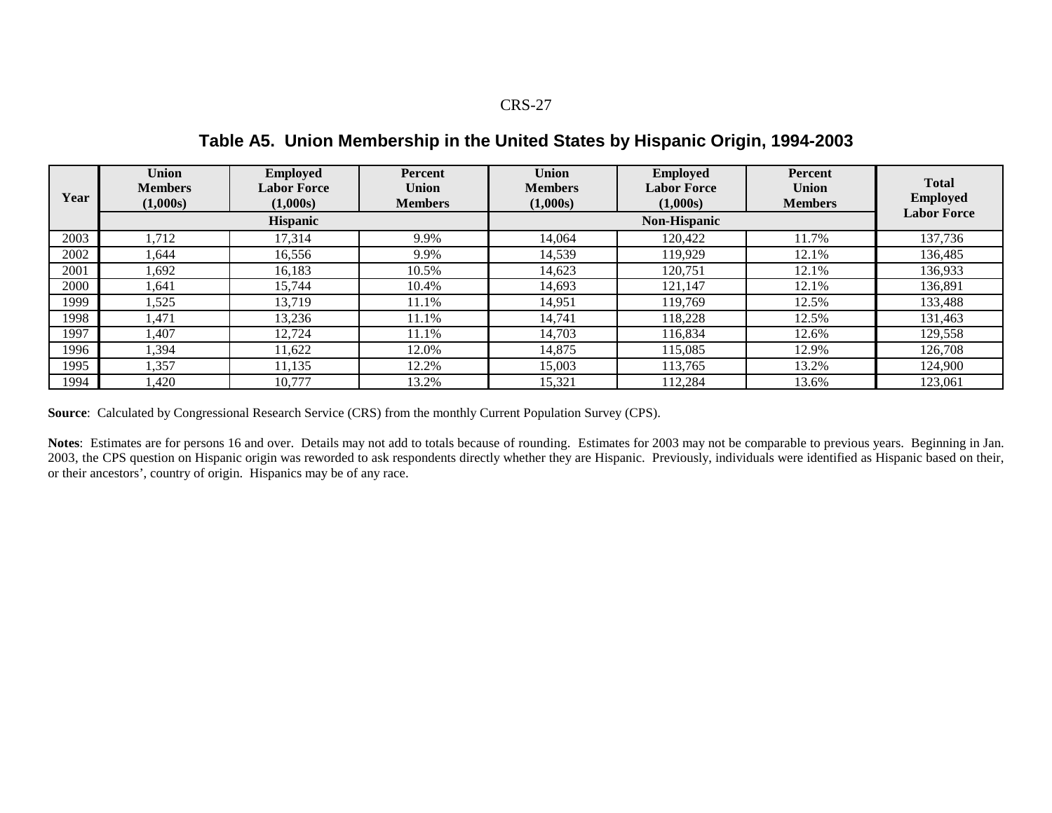## Table A5. Union Membership in the United States by Hispanic Origin, 1994-2003

| Year | Union Members (1,000s) | Employed Labor Force (1,000s) | Percent Union Members | Union Members (1,000s) | Employed Labor Force (1,000s) | Percent Union Members | Total Employed Labor Force |
|---|---|---|---|---|---|---|---|
| | Hispanic | | | Non-Hispanic | | | |
| 2003 | 1,712 | 17,314 | 9.9% | 14,064 | 120,422 | 11.7% | 137,736 |
| 2002 | 1,644 | 16,556 | 9.9% | 14,539 | 119,929 | 12.1% | 136,485 |
| 2001 | 1,692 | 16,183 | 10.5% | 14,623 | 120,751 | 12.1% | 136,933 |
| 2000 | 1,641 | 15,744 | 10.4% | 14,693 | 121,147 | 12.1% | 136,891 |
| 1999 | 1,525 | 13,719 | 11.1% | 14,951 | 119,769 | 12.5% | 133,488 |
| 1998 | 1,471 | 13,236 | 11.1% | 14,741 | 118,228 | 12.5% | 131,463 |
| 1997 | 1,407 | 12,724 | 11.1% | 14,703 | 116,834 | 12.6% | 129,558 |
| 1996 | 1,394 | 11,622 | 12.0% | 14,875 | 115,085 | 12.9% | 126,708 |
| 1995 | 1,357 | 11,135 | 12.2% | 15,003 | 113,765 | 13.2% | 124,900 |
| 1994 | 1,420 | 10,777 | 13.2% | 15,321 | 112,284 | 13.6% | 123,061 |

**Source**: Calculated by Congressional Research Service (CRS) from the monthly Current Population Survey (CPS).

**Notes**: Estimates are for persons 16 and over. Details may not add to totals because of rounding. Estimates for 2003 may not be comparable to previous years. Beginning in Jan. 2003, the CPS question on Hispanic origin was reworded to ask respondents directly whether they are Hispanic. Previously, individuals were identified as Hispanic based on their, or their ancestors', country of origin. Hispanics may be of any race.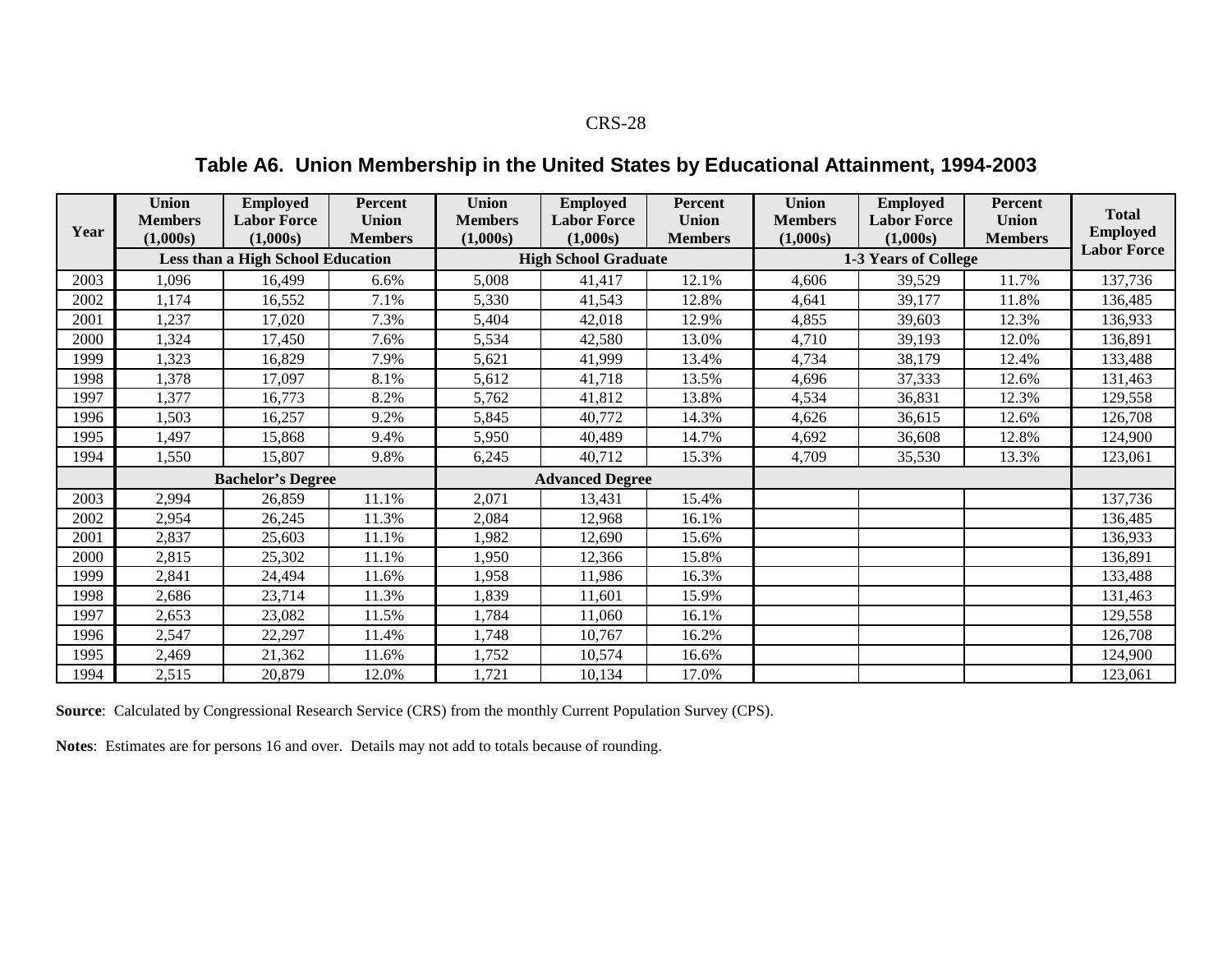## Table A6. Union Membership in the United States by Educational Attainment, 1994-2003

| Year | Union Members (1,000s) | Employed Labor Force (1,000s) | Percent Union Members | Union Members (1,000s) | Employed Labor Force (1,000s) | Percent Union Members | Union Members (1,000s) | Employed Labor Force (1,000s) | Percent Union Members | Total Employed Labor Force |
|---|---|---|---|---|---|---|---|---|---|---|
| | Less than a High School Education | | | High School Graduate | | | 1-3 Years of College | | | |
| 2003 | 1,096 | 16,499 | 6.6% | 5,008 | 41,417 | 12.1% | 4,606 | 39,529 | 11.7% | 137,736 |
| 2002 | 1,174 | 16,552 | 7.1% | 5,330 | 41,543 | 12.8% | 4,641 | 39,177 | 11.8% | 136,485 |
| 2001 | 1,237 | 17,020 | 7.3% | 5,404 | 42,018 | 12.9% | 4,855 | 39,603 | 12.3% | 136,933 |
| 2000 | 1,324 | 17,450 | 7.6% | 5,534 | 42,580 | 13.0% | 4,710 | 39,193 | 12.0% | 136,891 |
| 1999 | 1,323 | 16,829 | 7.9% | 5,621 | 41,999 | 13.4% | 4,734 | 38,179 | 12.4% | 133,488 |
| 1998 | 1,378 | 17,097 | 8.1% | 5,612 | 41,718 | 13.5% | 4,696 | 37,333 | 12.6% | 131,463 |
| 1997 | 1,377 | 16,773 | 8.2% | 5,762 | 41,812 | 13.8% | 4,534 | 36,831 | 12.3% | 129,558 |
| 1996 | 1,503 | 16,257 | 9.2% | 5,845 | 40,772 | 14.3% | 4,626 | 36,615 | 12.6% | 126,708 |
| 1995 | 1,497 | 15,868 | 9.4% | 5,950 | 40,489 | 14.7% | 4,692 | 36,608 | 12.8% | 124,900 |
| 1994 | 1,550 | 15,807 | 9.8% | 6,245 | 40,712 | 15.3% | 4,709 | 35,530 | 13.3% | 123,061 |
| | Bachelor's Degree | | | Advanced Degree | | | | | | |
| 2003 | 2,994 | 26,859 | 11.1% | 2,071 | 13,431 | 15.4% | | | | 137,736 |
| 2002 | 2,954 | 26,245 | 11.3% | 2,084 | 12,968 | 16.1% | | | | 136,485 |
| 2001 | 2,837 | 25,603 | 11.1% | 1,982 | 12,690 | 15.6% | | | | 136,933 |
| 2000 | 2,815 | 25,302 | 11.1% | 1,950 | 12,366 | 15.8% | | | | 136,891 |
| 1999 | 2,841 | 24,494 | 11.6% | 1,958 | 11,986 | 16.3% | | | | 133,488 |
| 1998 | 2,686 | 23,714 | 11.3% | 1,839 | 11,601 | 15.9% | | | | 131,463 |
| 1997 | 2,653 | 23,082 | 11.5% | 1,784 | 11,060 | 16.1% | | | | 129,558 |
| 1996 | 2,547 | 22,297 | 11.4% | 1,748 | 10,767 | 16.2% | | | | 126,708 |
| 1995 | 2,469 | 21,362 | 11.6% | 1,752 | 10,574 | 16.6% | | | | 124,900 |
| 1994 | 2,515 | 20,879 | 12.0% | 1,721 | 10,134 | 17.0% | | | | 123,061 |

**Source**: Calculated by Congressional Research Service (CRS) from the monthly Current Population Survey (CPS).

**Notes**: Estimates are for persons 16 and over. Details may not add to totals because of rounding.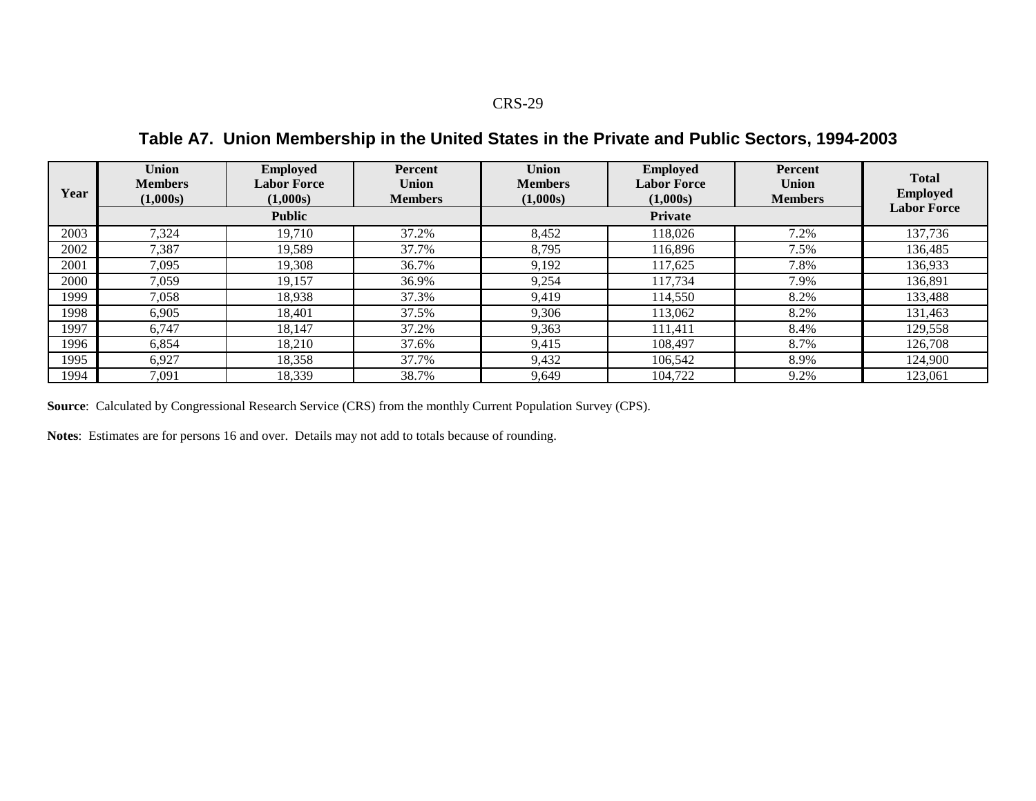## Table A7. Union Membership in the United States in the Private and Public Sectors, 1994-2003

| Year | Union Members (1,000s) | Employed Labor Force (1,000s) | Percent Union Members | Union Members (1,000s) | Employed Labor Force (1,000s) | Percent Union Members | Total Employed Labor Force |
|---|---|---|---|---|---|---|---|
| | Public | | | Private | | | |
| 2003 | 7,324 | 19,710 | 37.2% | 8,452 | 118,026 | 7.2% | 137,736 |
| 2002 | 7,387 | 19,589 | 37.7% | 8,795 | 116,896 | 7.5% | 136,485 |
| 2001 | 7,095 | 19,308 | 36.7% | 9,192 | 117,625 | 7.8% | 136,933 |
| 2000 | 7,059 | 19,157 | 36.9% | 9,254 | 117,734 | 7.9% | 136,891 |
| 1999 | 7,058 | 18,938 | 37.3% | 9,419 | 114,550 | 8.2% | 133,488 |
| 1998 | 6,905 | 18,401 | 37.5% | 9,306 | 113,062 | 8.2% | 131,463 |
| 1997 | 6,747 | 18,147 | 37.2% | 9,363 | 111,411 | 8.4% | 129,558 |
| 1996 | 6,854 | 18,210 | 37.6% | 9,415 | 108,497 | 8.7% | 126,708 |
| 1995 | 6,927 | 18,358 | 37.7% | 9,432 | 106,542 | 8.9% | 124,900 |
| 1994 | 7,091 | 18,339 | 38.7% | 9,649 | 104,722 | 9.2% | 123,061 |

**Source**: Calculated by Congressional Research Service (CRS) from the monthly Current Population Survey (CPS).

**Notes**: Estimates are for persons 16 and over. Details may not add to totals because of rounding.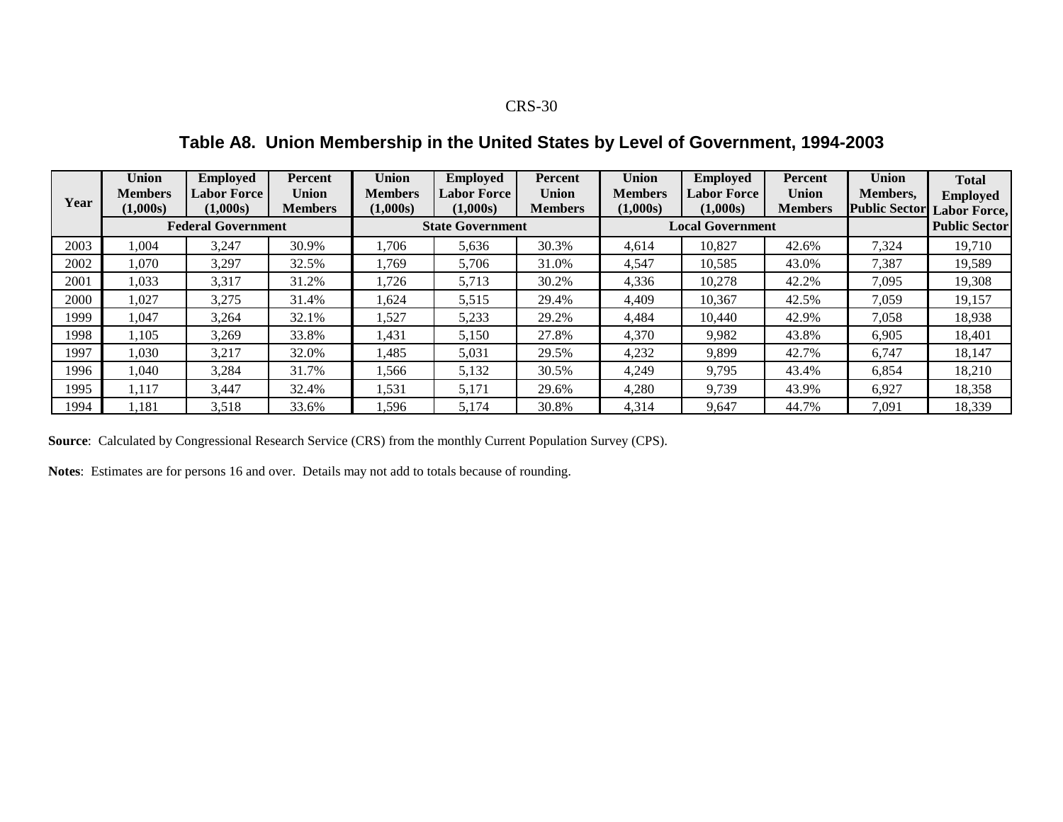## Table A8. Union Membership in the United States by Level of Government, 1994-2003

| Year | Union Members (1,000s) | Employed Labor Force (1,000s) | Percent Union Members | Union Members (1,000s) | Employed Labor Force (1,000s) | Percent Union Members | Union Members (1,000s) | Employed Labor Force (1,000s) | Percent Union Members | Union Members, Public Sector | Total Employed Labor Force, Public Sector |
|---|---|---|---|---|---|---|---|---|---|---|---|
| | Federal Government | | | State Government | | | Local Government | | | | |
| 2003 | 1,004 | 3,247 | 30.9% | 1,706 | 5,636 | 30.3% | 4,614 | 10,827 | 42.6% | 7,324 | 19,710 |
| 2002 | 1,070 | 3,297 | 32.5% | 1,769 | 5,706 | 31.0% | 4,547 | 10,585 | 43.0% | 7,387 | 19,589 |
| 2001 | 1,033 | 3,317 | 31.2% | 1,726 | 5,713 | 30.2% | 4,336 | 10,278 | 42.2% | 7,095 | 19,308 |
| 2000 | 1,027 | 3,275 | 31.4% | 1,624 | 5,515 | 29.4% | 4,409 | 10,367 | 42.5% | 7,059 | 19,157 |
| 1999 | 1,047 | 3,264 | 32.1% | 1,527 | 5,233 | 29.2% | 4,484 | 10,440 | 42.9% | 7,058 | 18,938 |
| 1998 | 1,105 | 3,269 | 33.8% | 1,431 | 5,150 | 27.8% | 4,370 | 9,982 | 43.8% | 6,905 | 18,401 |
| 1997 | 1,030 | 3,217 | 32.0% | 1,485 | 5,031 | 29.5% | 4,232 | 9,899 | 42.7% | 6,747 | 18,147 |
| 1996 | 1,040 | 3,284 | 31.7% | 1,566 | 5,132 | 30.5% | 4,249 | 9,795 | 43.4% | 6,854 | 18,210 |
| 1995 | 1,117 | 3,447 | 32.4% | 1,531 | 5,171 | 29.6% | 4,280 | 9,739 | 43.9% | 6,927 | 18,358 |
| 1994 | 1,181 | 3,518 | 33.6% | 1,596 | 5,174 | 30.8% | 4,314 | 9,647 | 44.7% | 7,091 | 18,339 |

**Source**: Calculated by Congressional Research Service (CRS) from the monthly Current Population Survey (CPS).

**Notes**: Estimates are for persons 16 and over. Details may not add to totals because of rounding.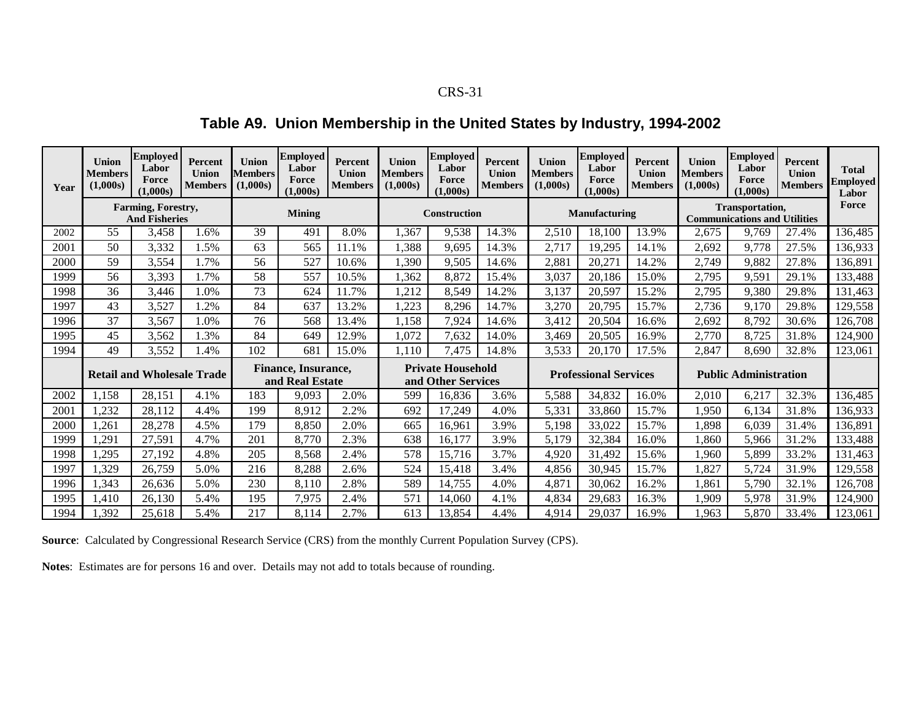## Table A9. Union Membership in the United States by Industry, 1994-2002

| Year | Union Members (1,000s) | Employed Labor Force (1,000s) | Percent Union Members | Union Members (1,000s) | Employed Labor Force (1,000s) | Percent Union Members | Union Members (1,000s) | Employed Labor Force (1,000s) | Percent Union Members | Union Members (1,000s) | Employed Labor Force (1,000s) | Percent Union Members | Union Members (1,000s) | Employed Labor Force (1,000s) | Percent Union Members | Total Employed Labor Force |
|---|---|---|---|---|---|---|---|---|---|---|---|---|---|---|---|---|
| | Farming, Forestry, And Fisheries | | | Mining | | | Construction | | | Manufacturing | | | Transportation, Communications and Utilities | | | |
| 2002 | 55 | 3,458 | 1.6% | 39 | 491 | 8.0% | 1,367 | 9,538 | 14.3% | 2,510 | 18,100 | 13.9% | 2,675 | 9,769 | 27.4% | 136,485 |
| 2001 | 50 | 3,332 | 1.5% | 63 | 565 | 11.1% | 1,388 | 9,695 | 14.3% | 2,717 | 19,295 | 14.1% | 2,692 | 9,778 | 27.5% | 136,933 |
| 2000 | 59 | 3,554 | 1.7% | 56 | 527 | 10.6% | 1,390 | 9,505 | 14.6% | 2,881 | 20,271 | 14.2% | 2,749 | 9,882 | 27.8% | 136,891 |
| 1999 | 56 | 3,393 | 1.7% | 58 | 557 | 10.5% | 1,362 | 8,872 | 15.4% | 3,037 | 20,186 | 15.0% | 2,795 | 9,591 | 29.1% | 133,488 |
| 1998 | 36 | 3,446 | 1.0% | 73 | 624 | 11.7% | 1,212 | 8,549 | 14.2% | 3,137 | 20,597 | 15.2% | 2,795 | 9,380 | 29.8% | 131,463 |
| 1997 | 43 | 3,527 | 1.2% | 84 | 637 | 13.2% | 1,223 | 8,296 | 14.7% | 3,270 | 20,795 | 15.7% | 2,736 | 9,170 | 29.8% | 129,558 |
| 1996 | 37 | 3,567 | 1.0% | 76 | 568 | 13.4% | 1,158 | 7,924 | 14.6% | 3,412 | 20,504 | 16.6% | 2,692 | 8,792 | 30.6% | 126,708 |
| 1995 | 45 | 3,562 | 1.3% | 84 | 649 | 12.9% | 1,072 | 7,632 | 14.0% | 3,469 | 20,505 | 16.9% | 2,770 | 8,725 | 31.8% | 124,900 |
| 1994 | 49 | 3,552 | 1.4% | 102 | 681 | 15.0% | 1,110 | 7,475 | 14.8% | 3,533 | 20,170 | 17.5% | 2,847 | 8,690 | 32.8% | 123,061 |
| | Retail and Wholesale Trade | | | Finance, Insurance, and Real Estate | | | Private Household and Other Services | | | Professional Services | | | Public Administration | | | |
| 2002 | 1,158 | 28,151 | 4.1% | 183 | 9,093 | 2.0% | 599 | 16,836 | 3.6% | 5,588 | 34,832 | 16.0% | 2,010 | 6,217 | 32.3% | 136,485 |
| 2001 | 1,232 | 28,112 | 4.4% | 199 | 8,912 | 2.2% | 692 | 17,249 | 4.0% | 5,331 | 33,860 | 15.7% | 1,950 | 6,134 | 31.8% | 136,933 |
| 2000 | 1,261 | 28,278 | 4.5% | 179 | 8,850 | 2.0% | 665 | 16,961 | 3.9% | 5,198 | 33,022 | 15.7% | 1,898 | 6,039 | 31.4% | 136,891 |
| 1999 | 1,291 | 27,591 | 4.7% | 201 | 8,770 | 2.3% | 638 | 16,177 | 3.9% | 5,179 | 32,384 | 16.0% | 1,860 | 5,966 | 31.2% | 133,488 |
| 1998 | 1,295 | 27,192 | 4.8% | 205 | 8,568 | 2.4% | 578 | 15,716 | 3.7% | 4,920 | 31,492 | 15.6% | 1,960 | 5,899 | 33.2% | 131,463 |
| 1997 | 1,329 | 26,759 | 5.0% | 216 | 8,288 | 2.6% | 524 | 15,418 | 3.4% | 4,856 | 30,945 | 15.7% | 1,827 | 5,724 | 31.9% | 129,558 |
| 1996 | 1,343 | 26,636 | 5.0% | 230 | 8,110 | 2.8% | 589 | 14,755 | 4.0% | 4,871 | 30,062 | 16.2% | 1,861 | 5,790 | 32.1% | 126,708 |
| 1995 | 1,410 | 26,130 | 5.4% | 195 | 7,975 | 2.4% | 571 | 14,060 | 4.1% | 4,834 | 29,683 | 16.3% | 1,909 | 5,978 | 31.9% | 124,900 |
| 1994 | 1,392 | 25,618 | 5.4% | 217 | 8,114 | 2.7% | 613 | 13,854 | 4.4% | 4,914 | 29,037 | 16.9% | 1,963 | 5,870 | 33.4% | 123,061 |

**Source**: Calculated by Congressional Research Service (CRS) from the monthly Current Population Survey (CPS).

**Notes**: Estimates are for persons 16 and over. Details may not add to totals because of rounding.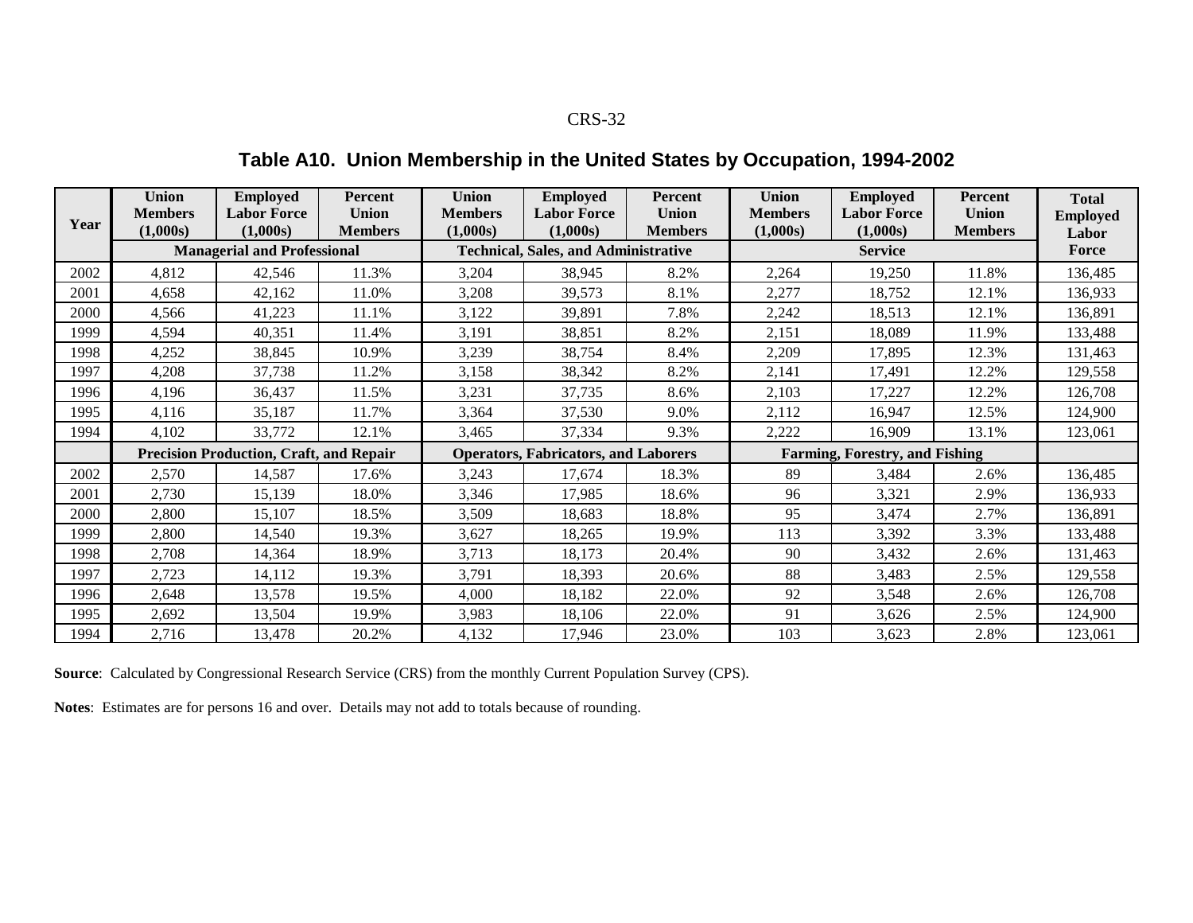## Table A10. Union Membership in the United States by Occupation, 1994-2002

| Year | Union Members (1,000s) | Employed Labor Force (1,000s) | Percent Union Members | Union Members (1,000s) | Employed Labor Force (1,000s) | Percent Union Members | Union Members (1,000s) | Employed Labor Force (1,000s) | Percent Union Members | Total Employed Labor Force |
|---|---|---|---|---|---|---|---|---|---|---|
| | Managerial and Professional | | | Technical, Sales, and Administrative | | | Service | | | |
| 2002 | 4,812 | 42,546 | 11.3% | 3,204 | 38,945 | 8.2% | 2,264 | 19,250 | 11.8% | 136,485 |
| 2001 | 4,658 | 42,162 | 11.0% | 3,208 | 39,573 | 8.1% | 2,277 | 18,752 | 12.1% | 136,933 |
| 2000 | 4,566 | 41,223 | 11.1% | 3,122 | 39,891 | 7.8% | 2,242 | 18,513 | 12.1% | 136,891 |
| 1999 | 4,594 | 40,351 | 11.4% | 3,191 | 38,851 | 8.2% | 2,151 | 18,089 | 11.9% | 133,488 |
| 1998 | 4,252 | 38,845 | 10.9% | 3,239 | 38,754 | 8.4% | 2,209 | 17,895 | 12.3% | 131,463 |
| 1997 | 4,208 | 37,738 | 11.2% | 3,158 | 38,342 | 8.2% | 2,141 | 17,491 | 12.2% | 129,558 |
| 1996 | 4,196 | 36,437 | 11.5% | 3,231 | 37,735 | 8.6% | 2,103 | 17,227 | 12.2% | 126,708 |
| 1995 | 4,116 | 35,187 | 11.7% | 3,364 | 37,530 | 9.0% | 2,112 | 16,947 | 12.5% | 124,900 |
| 1994 | 4,102 | 33,772 | 12.1% | 3,465 | 37,334 | 9.3% | 2,222 | 16,909 | 13.1% | 123,061 |
| | Precision Production, Craft, and Repair | | | Operators, Fabricators, and Laborers | | | Farming, Forestry, and Fishing | | | |
| 2002 | 2,570 | 14,587 | 17.6% | 3,243 | 17,674 | 18.3% | 89 | 3,484 | 2.6% | 136,485 |
| 2001 | 2,730 | 15,139 | 18.0% | 3,346 | 17,985 | 18.6% | 96 | 3,321 | 2.9% | 136,933 |
| 2000 | 2,800 | 15,107 | 18.5% | 3,509 | 18,683 | 18.8% | 95 | 3,474 | 2.7% | 136,891 |
| 1999 | 2,800 | 14,540 | 19.3% | 3,627 | 18,265 | 19.9% | 113 | 3,392 | 3.3% | 133,488 |
| 1998 | 2,708 | 14,364 | 18.9% | 3,713 | 18,173 | 20.4% | 90 | 3,432 | 2.6% | 131,463 |
| 1997 | 2,723 | 14,112 | 19.3% | 3,791 | 18,393 | 20.6% | 88 | 3,483 | 2.5% | 129,558 |
| 1996 | 2,648 | 13,578 | 19.5% | 4,000 | 18,182 | 22.0% | 92 | 3,548 | 2.6% | 126,708 |
| 1995 | 2,692 | 13,504 | 19.9% | 3,983 | 18,106 | 22.0% | 91 | 3,626 | 2.5% | 124,900 |
| 1994 | 2,716 | 13,478 | 20.2% | 4,132 | 17,946 | 23.0% | 103 | 3,623 | 2.8% | 123,061 |

**Source**: Calculated by Congressional Research Service (CRS) from the monthly Current Population Survey (CPS).

**Notes**: Estimates are for persons 16 and over. Details may not add to totals because of rounding.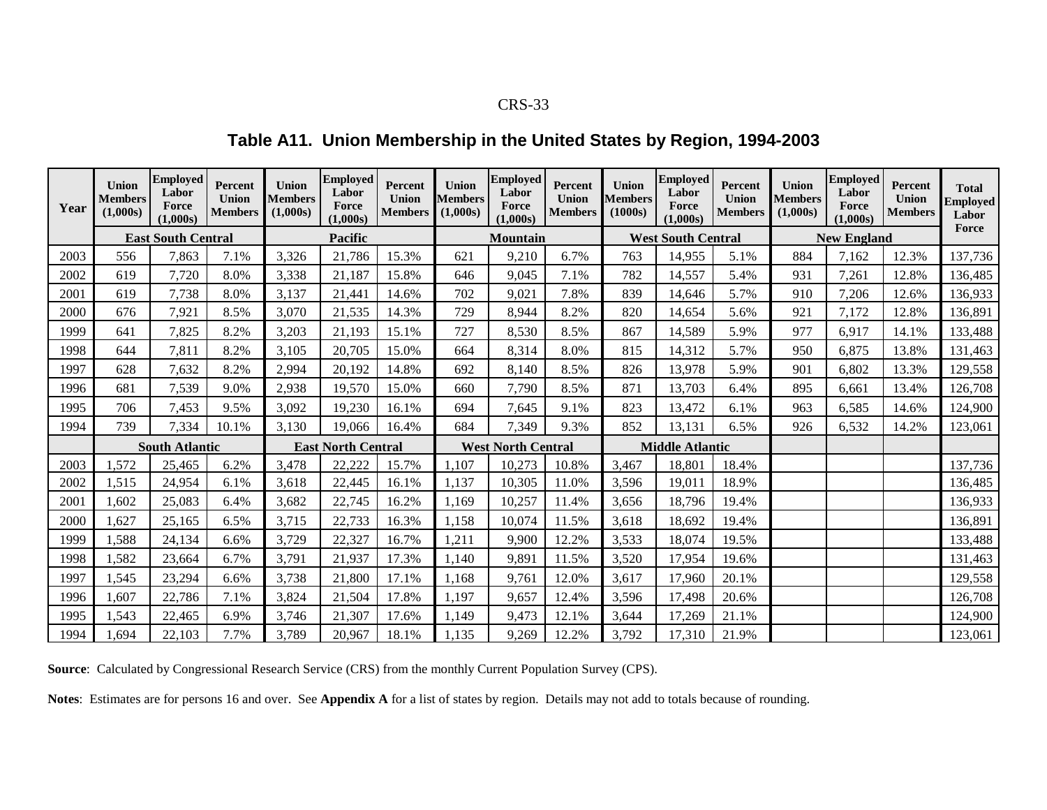## Table A11. Union Membership in the United States by Region, 1994-2003

| Year | Union Members (1,000s) | Employed Labor Force (1,000s) | Percent Union Members | Union Members (1,000s) | Employed Labor Force (1,000s) | Percent Union Members | Union Members (1,000s) | Employed Labor Force (1,000s) | Percent Union Members | Union Members (1000s) | Employed Labor Force (1,000s) | Percent Union Members | Union Members (1,000s) | Employed Labor Force (1,000s) | Percent Union Members | Total Employed Labor Force |
|---|---|---|---|---|---|---|---|---|---|---|---|---|---|---|---|---|
| | **East South Central** | | | **Pacific** | | | **Mountain** | | | **West South Central** | | | **New England** | | | |
| 2003 | 556 | 7,863 | 7.1% | 3,326 | 21,786 | 15.3% | 621 | 9,210 | 6.7% | 763 | 14,955 | 5.1% | 884 | 7,162 | 12.3% | 137,736 |
| 2002 | 619 | 7,720 | 8.0% | 3,338 | 21,187 | 15.8% | 646 | 9,045 | 7.1% | 782 | 14,557 | 5.4% | 931 | 7,261 | 12.8% | 136,485 |
| 2001 | 619 | 7,738 | 8.0% | 3,137 | 21,441 | 14.6% | 702 | 9,021 | 7.8% | 839 | 14,646 | 5.7% | 910 | 7,206 | 12.6% | 136,933 |
| 2000 | 676 | 7,921 | 8.5% | 3,070 | 21,535 | 14.3% | 729 | 8,944 | 8.2% | 820 | 14,654 | 5.6% | 921 | 7,172 | 12.8% | 136,891 |
| 1999 | 641 | 7,825 | 8.2% | 3,203 | 21,193 | 15.1% | 727 | 8,530 | 8.5% | 867 | 14,589 | 5.9% | 977 | 6,917 | 14.1% | 133,488 |
| 1998 | 644 | 7,811 | 8.2% | 3,105 | 20,705 | 15.0% | 664 | 8,314 | 8.0% | 815 | 14,312 | 5.7% | 950 | 6,875 | 13.8% | 131,463 |
| 1997 | 628 | 7,632 | 8.2% | 2,994 | 20,192 | 14.8% | 692 | 8,140 | 8.5% | 826 | 13,978 | 5.9% | 901 | 6,802 | 13.3% | 129,558 |
| 1996 | 681 | 7,539 | 9.0% | 2,938 | 19,570 | 15.0% | 660 | 7,790 | 8.5% | 871 | 13,703 | 6.4% | 895 | 6,661 | 13.4% | 126,708 |
| 1995 | 706 | 7,453 | 9.5% | 3,092 | 19,230 | 16.1% | 694 | 7,645 | 9.1% | 823 | 13,472 | 6.1% | 963 | 6,585 | 14.6% | 124,900 |
| 1994 | 739 | 7,334 | 10.1% | 3,130 | 19,066 | 16.4% | 684 | 7,349 | 9.3% | 852 | 13,131 | 6.5% | 926 | 6,532 | 14.2% | 123,061 |
| | **South Atlantic** | | | **East North Central** | | | **West North Central** | | | **Middle Atlantic** | | | | | | |
| 2003 | 1,572 | 25,465 | 6.2% | 3,478 | 22,222 | 15.7% | 1,107 | 10,273 | 10.8% | 3,467 | 18,801 | 18.4% | | | | 137,736 |
| 2002 | 1,515 | 24,954 | 6.1% | 3,618 | 22,445 | 16.1% | 1,137 | 10,305 | 11.0% | 3,596 | 19,011 | 18.9% | | | | 136,485 |
| 2001 | 1,602 | 25,083 | 6.4% | 3,682 | 22,745 | 16.2% | 1,169 | 10,257 | 11.4% | 3,656 | 18,796 | 19.4% | | | | 136,933 |
| 2000 | 1,627 | 25,165 | 6.5% | 3,715 | 22,733 | 16.3% | 1,158 | 10,074 | 11.5% | 3,618 | 18,692 | 19.4% | | | | 136,891 |
| 1999 | 1,588 | 24,134 | 6.6% | 3,729 | 22,327 | 16.7% | 1,211 | 9,900 | 12.2% | 3,533 | 18,074 | 19.5% | | | | 133,488 |
| 1998 | 1,582 | 23,664 | 6.7% | 3,791 | 21,937 | 17.3% | 1,140 | 9,891 | 11.5% | 3,520 | 17,954 | 19.6% | | | | 131,463 |
| 1997 | 1,545 | 23,294 | 6.6% | 3,738 | 21,800 | 17.1% | 1,168 | 9,761 | 12.0% | 3,617 | 17,960 | 20.1% | | | | 129,558 |
| 1996 | 1,607 | 22,786 | 7.1% | 3,824 | 21,504 | 17.8% | 1,197 | 9,657 | 12.4% | 3,596 | 17,498 | 20.6% | | | | 126,708 |
| 1995 | 1,543 | 22,465 | 6.9% | 3,746 | 21,307 | 17.6% | 1,149 | 9,473 | 12.1% | 3,644 | 17,269 | 21.1% | | | | 124,900 |
| 1994 | 1,694 | 22,103 | 7.7% | 3,789 | 20,967 | 18.1% | 1,135 | 9,269 | 12.2% | 3,792 | 17,310 | 21.9% | | | | 123,061 |

**Source**: Calculated by Congressional Research Service (CRS) from the monthly Current Population Survey (CPS).

**Notes**: Estimates are for persons 16 and over. See **Appendix A** for a list of states by region. Details may not add to totals because of rounding.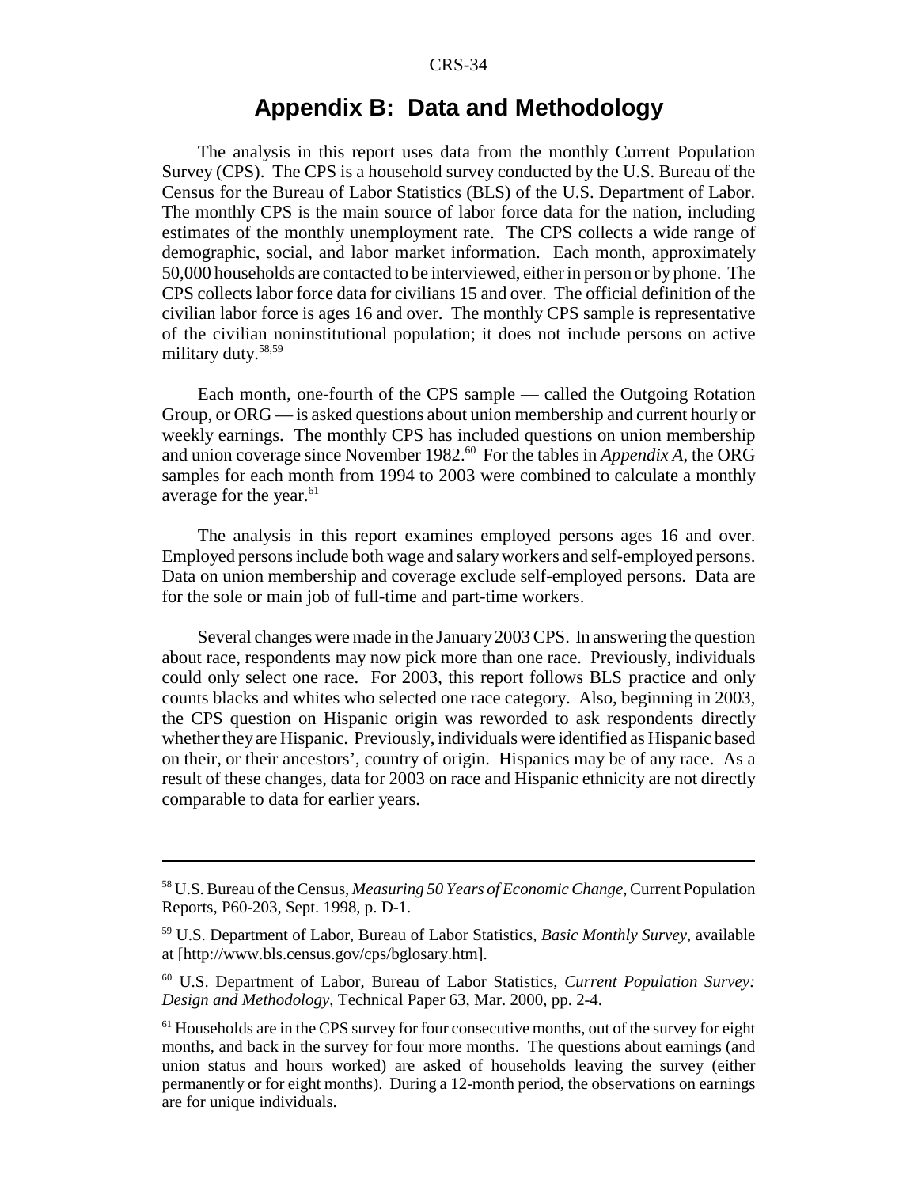# Appendix B: Data and Methodology

The analysis in this report uses data from the monthly Current Population Survey (CPS). The CPS is a household survey conducted by the U.S. Bureau of the Census for the Bureau of Labor Statistics (BLS) of the U.S. Department of Labor. The monthly CPS is the main source of labor force data for the nation, including estimates of the monthly unemployment rate. The CPS collects a wide range of demographic, social, and labor market information. Each month, approximately 50,000 households are contacted to be interviewed, either in person or by phone. The CPS collects labor force data for civilians 15 and over. The official definition of the civilian labor force is ages 16 and over. The monthly CPS sample is representative of the civilian noninstitutional population; it does not include persons on active military duty.[58,59]

Each month, one-fourth of the CPS sample — called the Outgoing Rotation Group, or ORG — is asked questions about union membership and current hourly or weekly earnings. The monthly CPS has included questions on union membership and union coverage since November 1982.[60] For the tables in *Appendix A*, the ORG samples for each month from 1994 to 2003 were combined to calculate a monthly average for the year.[61]

The analysis in this report examines employed persons ages 16 and over. Employed persons include both wage and salary workers and self-employed persons. Data on union membership and coverage exclude self-employed persons. Data are for the sole or main job of full-time and part-time workers.

Several changes were made in the January 2003 CPS. In answering the question about race, respondents may now pick more than one race. Previously, individuals could only select one race. For 2003, this report follows BLS practice and only counts blacks and whites who selected one race category. Also, beginning in 2003, the CPS question on Hispanic origin was reworded to ask respondents directly whether they are Hispanic. Previously, individuals were identified as Hispanic based on their, or their ancestors', country of origin. Hispanics may be of any race. As a result of these changes, data for 2003 on race and Hispanic ethnicity are not directly comparable to data for earlier years.

---

[58] U.S. Bureau of the Census, *Measuring 50 Years of Economic Change*, Current Population Reports, P60-203, Sept. 1998, p. D-1.

[59] U.S. Department of Labor, Bureau of Labor Statistics, *Basic Monthly Survey*, available at [http://www.bls.census.gov/cps/bglosary.htm].

[60] U.S. Department of Labor, Bureau of Labor Statistics, *Current Population Survey: Design and Methodology*, Technical Paper 63, Mar. 2000, pp. 2-4.

[61] Households are in the CPS survey for four consecutive months, out of the survey for eight months, and back in the survey for four more months. The questions about earnings (and union status and hours worked) are asked of households leaving the survey (either permanently or for eight months). During a 12-month period, the observations on earnings are for unique individuals.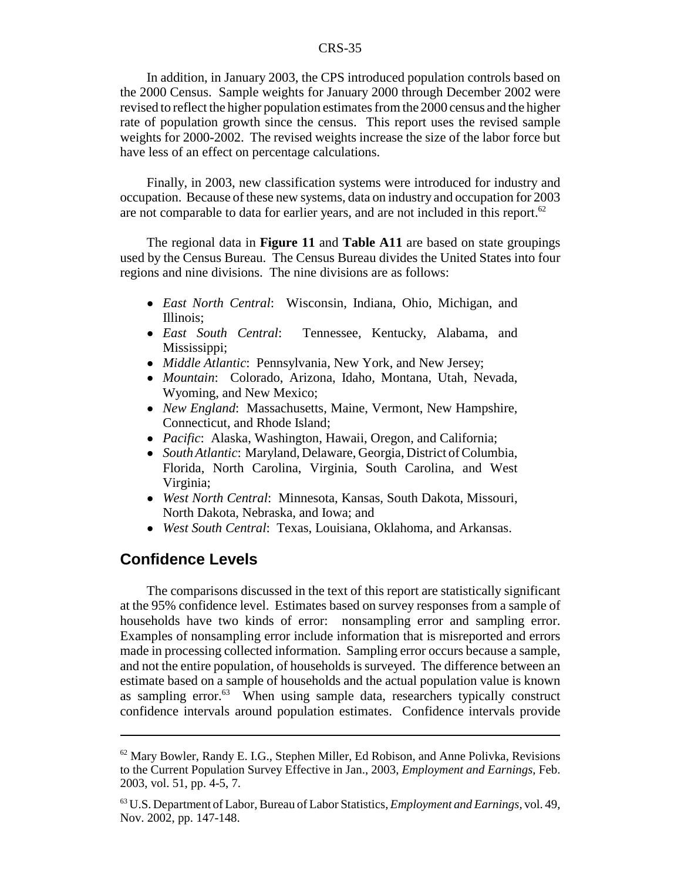In addition, in January 2003, the CPS introduced population controls based on the 2000 Census. Sample weights for January 2000 through December 2002 were revised to reflect the higher population estimates from the 2000 census and the higher rate of population growth since the census. This report uses the revised sample weights for 2000-2002. The revised weights increase the size of the labor force but have less of an effect on percentage calculations.

Finally, in 2003, new classification systems were introduced for industry and occupation. Because of these new systems, data on industry and occupation for 2003 are not comparable to data for earlier years, and are not included in this report.[62]

The regional data in **Figure 11** and **Table A11** are based on state groupings used by the Census Bureau. The Census Bureau divides the United States into four regions and nine divisions. The nine divisions are as follows:

- *East North Central*: Wisconsin, Indiana, Ohio, Michigan, and Illinois;
- *East South Central*: Tennessee, Kentucky, Alabama, and Mississippi;
- *Middle Atlantic*: Pennsylvania, New York, and New Jersey;
- *Mountain*: Colorado, Arizona, Idaho, Montana, Utah, Nevada, Wyoming, and New Mexico;
- *New England*: Massachusetts, Maine, Vermont, New Hampshire, Connecticut, and Rhode Island;
- *Pacific*: Alaska, Washington, Hawaii, Oregon, and California;
- *South Atlantic*: Maryland, Delaware, Georgia, District of Columbia, Florida, North Carolina, Virginia, South Carolina, and West Virginia;
- *West North Central*: Minnesota, Kansas, South Dakota, Missouri, North Dakota, Nebraska, and Iowa; and
- *West South Central*: Texas, Louisiana, Oklahoma, and Arkansas.

## Confidence Levels

The comparisons discussed in the text of this report are statistically significant at the 95% confidence level. Estimates based on survey responses from a sample of households have two kinds of error: nonsampling error and sampling error. Examples of nonsampling error include information that is misreported and errors made in processing collected information. Sampling error occurs because a sample, and not the entire population, of households is surveyed. The difference between an estimate based on a sample of households and the actual population value is known as sampling error.[63] When using sample data, researchers typically construct confidence intervals around population estimates. Confidence intervals provide

---

[62] Mary Bowler, Randy E. I.G., Stephen Miller, Ed Robison, and Anne Polivka, Revisions to the Current Population Survey Effective in Jan., 2003, *Employment and Earnings*, Feb. 2003, vol. 51, pp. 4-5, 7.

[63] U.S. Department of Labor, Bureau of Labor Statistics, *Employment and Earnings,* vol. 49, Nov. 2002, pp. 147-148.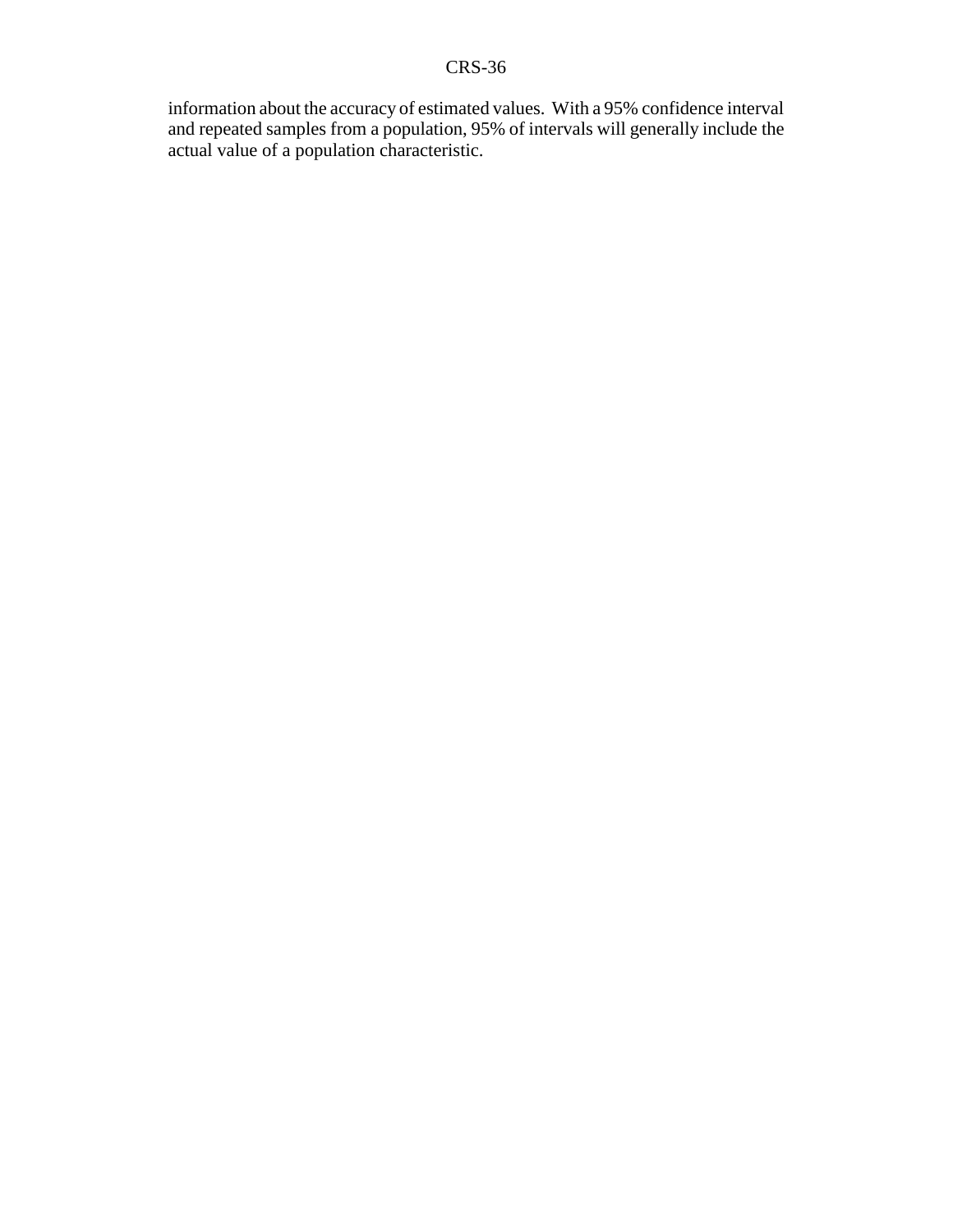information about the accuracy of estimated values. With a 95% confidence interval and repeated samples from a population, 95% of intervals will generally include the actual value of a population characteristic.